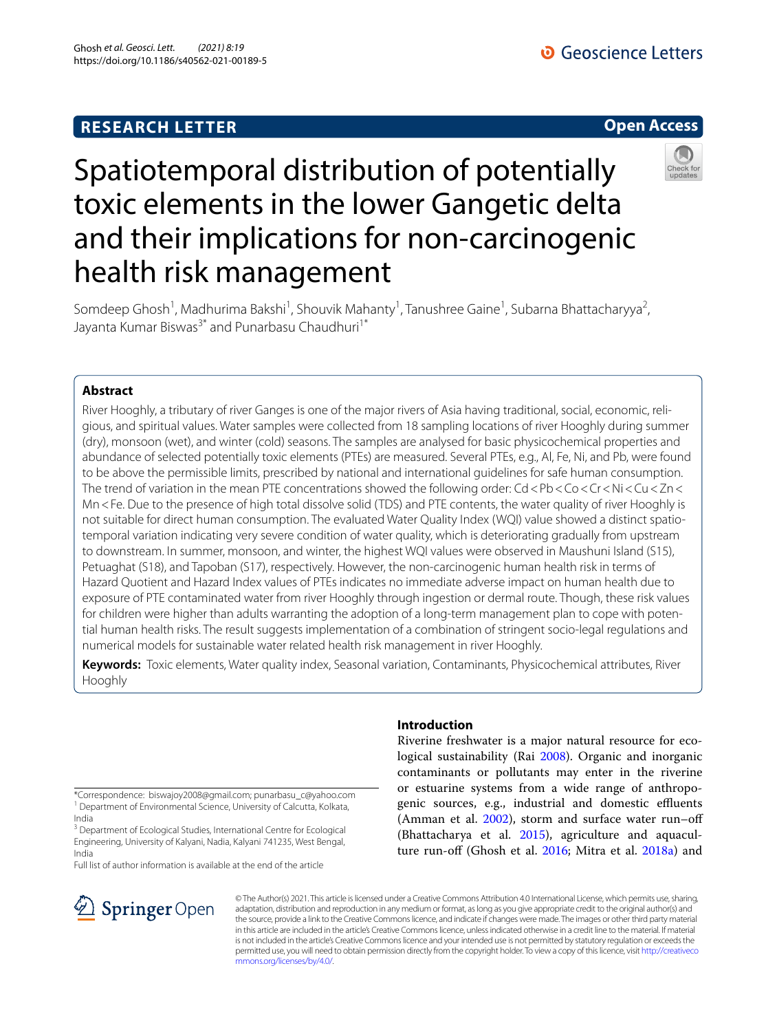**RESEARCH LETTER**

**Open Access**

# Spatiotemporal distribution of potentially toxic elements in the lower Gangetic delta and their implications for non-carcinogenic health risk management

Somdeep Ghosh[1], Madhurima Bakshi[1], Shouvik Mahanty[1], Tanushree Gaine[1], Subarna Bhattacharyya[2], Jayanta Kumar Biswas[3*] and Punarbasu Chaudhuri[1*]

## Abstract

River Hooghly, a tributary of river Ganges is one of the major rivers of Asia having traditional, social, economic, religious, and spiritual values. Water samples were collected from 18 sampling locations of river Hooghly during summer (dry), monsoon (wet), and winter (cold) seasons. The samples are analysed for basic physicochemical properties and abundance of selected potentially toxic elements (PTEs) are measured. Several PTEs, e.g., Al, Fe, Ni, and Pb, were found to be above the permissible limits, prescribed by national and international guidelines for safe human consumption. The trend of variation in the mean PTE concentrations showed the following order: Cd < Pb < Co < Cr < Ni < Cu < Zn < Mn < Fe. Due to the presence of high total dissolve solid (TDS) and PTE contents, the water quality of river Hooghly is not suitable for direct human consumption. The evaluated Water Quality Index (WQI) value showed a distinct spatiotemporal variation indicating very severe condition of water quality, which is deteriorating gradually from upstream to downstream. In summer, monsoon, and winter, the highest WQI values were observed in Maushuni Island (S15), Petuaghat (S18), and Tapoban (S17), respectively. However, the non-carcinogenic human health risk in terms of Hazard Quotient and Hazard Index values of PTEs indicates no immediate adverse impact on human health due to exposure of PTE contaminated water from river Hooghly through ingestion or dermal route. Though, these risk values for children were higher than adults warranting the adoption of a long-term management plan to cope with potential human health risks. The result suggests implementation of a combination of stringent socio-legal regulations and numerical models for sustainable water related health risk management in river Hooghly.

**Keywords:** Toxic elements, Water quality index, Seasonal variation, Contaminants, Physicochemical attributes, River Hooghly

## Introduction

Riverine freshwater is a major natural resource for ecological sustainability (Rai 2008). Organic and inorganic contaminants or pollutants may enter in the riverine or estuarine systems from a wide range of anthropogenic sources, e.g., industrial and domestic effluents (Amman et al. 2002), storm and surface water run–off (Bhattacharya et al. 2015), agriculture and aquaculture run-off (Ghosh et al. 2016; Mitra et al. 2018a) and

*Correspondence: biswajoy2008@gmail.com; punarbasu_c@yahoo.com
[1] Department of Environmental Science, University of Calcutta, Kolkata, India
[3] Department of Ecological Studies, International Centre for Ecological Engineering, University of Kalyani, Nadia, Kalyani 741235, West Bengal, India
Full list of author information is available at the end of the article

© The Author(s) 2021. This article is licensed under a Creative Commons Attribution 4.0 International License, which permits use, sharing, adaptation, distribution and reproduction in any medium or format, as long as you give appropriate credit to the original author(s) and the source, provide a link to the Creative Commons licence, and indicate if changes were made. The images or other third party material in this article are included in the article's Creative Commons licence, unless indicated otherwise in a credit line to the material. If material is not included in the article's Creative Commons licence and your intended use is not permitted by statutory regulation or exceeds the permitted use, you will need to obtain permission directly from the copyright holder. To view a copy of this licence, visit http://creativecommons.org/licenses/by/4.0/.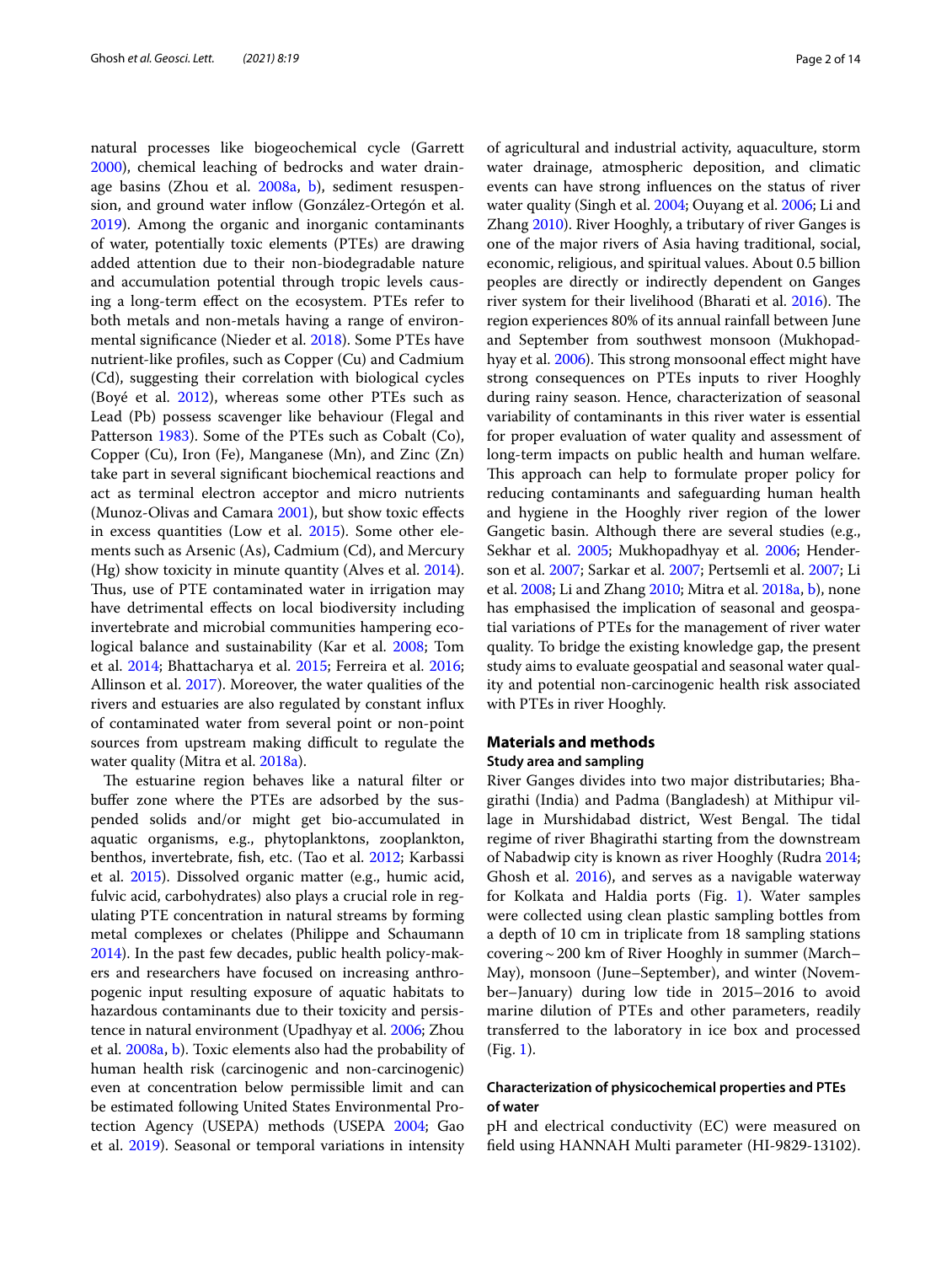natural processes like biogeochemical cycle (Garrett 2000), chemical leaching of bedrocks and water drainage basins (Zhou et al. 2008a, b), sediment resuspension, and ground water inflow (González-Ortegón et al. 2019). Among the organic and inorganic contaminants of water, potentially toxic elements (PTEs) are drawing added attention due to their non-biodegradable nature and accumulation potential through tropic levels causing a long-term effect on the ecosystem. PTEs refer to both metals and non-metals having a range of environmental significance (Nieder et al. 2018). Some PTEs have nutrient-like profiles, such as Copper (Cu) and Cadmium (Cd), suggesting their correlation with biological cycles (Boyé et al. 2012), whereas some other PTEs such as Lead (Pb) possess scavenger like behaviour (Flegal and Patterson 1983). Some of the PTEs such as Cobalt (Co), Copper (Cu), Iron (Fe), Manganese (Mn), and Zinc (Zn) take part in several significant biochemical reactions and act as terminal electron acceptor and micro nutrients (Munoz-Olivas and Camara 2001), but show toxic effects in excess quantities (Low et al. 2015). Some other elements such as Arsenic (As), Cadmium (Cd), and Mercury (Hg) show toxicity in minute quantity (Alves et al. 2014). Thus, use of PTE contaminated water in irrigation may have detrimental effects on local biodiversity including invertebrate and microbial communities hampering ecological balance and sustainability (Kar et al. 2008; Tom et al. 2014; Bhattacharya et al. 2015; Ferreira et al. 2016; Allinson et al. 2017). Moreover, the water qualities of the rivers and estuaries are also regulated by constant influx of contaminated water from several point or non-point sources from upstream making difficult to regulate the water quality (Mitra et al. 2018a).

The estuarine region behaves like a natural filter or buffer zone where the PTEs are adsorbed by the suspended solids and/or might get bio-accumulated in aquatic organisms, e.g., phytoplanktons, zooplankton, benthos, invertebrate, fish, etc. (Tao et al. 2012; Karbassi et al. 2015). Dissolved organic matter (e.g., humic acid, fulvic acid, carbohydrates) also plays a crucial role in regulating PTE concentration in natural streams by forming metal complexes or chelates (Philippe and Schaumann 2014). In the past few decades, public health policy-makers and researchers have focused on increasing anthropogenic input resulting exposure of aquatic habitats to hazardous contaminants due to their toxicity and persistence in natural environment (Upadhyay et al. 2006; Zhou et al. 2008a, b). Toxic elements also had the probability of human health risk (carcinogenic and non-carcinogenic) even at concentration below permissible limit and can be estimated following United States Environmental Protection Agency (USEPA) methods (USEPA 2004; Gao et al. 2019). Seasonal or temporal variations in intensity of agricultural and industrial activity, aquaculture, storm water drainage, atmospheric deposition, and climatic events can have strong influences on the status of river water quality (Singh et al. 2004; Ouyang et al. 2006; Li and Zhang 2010). River Hooghly, a tributary of river Ganges is one of the major rivers of Asia having traditional, social, economic, religious, and spiritual values. About 0.5 billion peoples are directly or indirectly dependent on Ganges river system for their livelihood (Bharati et al. 2016). The region experiences 80% of its annual rainfall between June and September from southwest monsoon (Mukhopadhyay et al. 2006). This strong monsoonal effect might have strong consequences on PTEs inputs to river Hooghly during rainy season. Hence, characterization of seasonal variability of contaminants in this river water is essential for proper evaluation of water quality and assessment of long-term impacts on public health and human welfare. This approach can help to formulate proper policy for reducing contaminants and safeguarding human health and hygiene in the Hooghly river region of the lower Gangetic basin. Although there are several studies (e.g., Sekhar et al. 2005; Mukhopadhyay et al. 2006; Henderson et al. 2007; Sarkar et al. 2007; Pertsemli et al. 2007; Li et al. 2008; Li and Zhang 2010; Mitra et al. 2018a, b), none has emphasised the implication of seasonal and geospatial variations of PTEs for the management of river water quality. To bridge the existing knowledge gap, the present study aims to evaluate geospatial and seasonal water quality and potential non-carcinogenic health risk associated with PTEs in river Hooghly.

## Materials and methods

### Study area and sampling

River Ganges divides into two major distributaries; Bhagirathi (India) and Padma (Bangladesh) at Mithipur village in Murshidabad district, West Bengal. The tidal regime of river Bhagirathi starting from the downstream of Nabadwip city is known as river Hooghly (Rudra 2014; Ghosh et al. 2016), and serves as a navigable waterway for Kolkata and Haldia ports (Fig. 1). Water samples were collected using clean plastic sampling bottles from a depth of 10 cm in triplicate from 18 sampling stations covering ~ 200 km of River Hooghly in summer (March–May), monsoon (June–September), and winter (November–January) during low tide in 2015–2016 to avoid marine dilution of PTEs and other parameters, readily transferred to the laboratory in ice box and processed (Fig. 1).

### Characterization of physicochemical properties and PTEs of water

pH and electrical conductivity (EC) were measured on field using HANNAH Multi parameter (HI-9829-13102).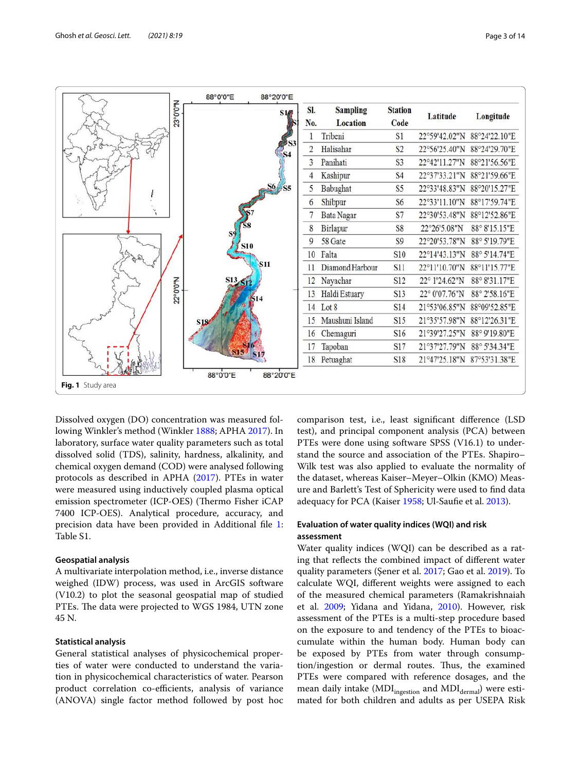| Sl. No. | Sampling Location | Station Code | Latitude | Longitude |
|---|---|---|---|---|
| 1 | Tribeni | S1 | 22°59'42.02"N | 88°24'22.10"E |
| 2 | Halisahar | S2 | 22°56'25.40"N | 88°24'29.70"E |
| 3 | Panihati | S3 | 22°42'11.27"N | 88°21'56.56"E |
| 4 | Kashipur | S4 | 22°37'33.21"N | 88°21'59.66"E |
| 5 | Babughat | S5 | 22°33'48.83"N | 88°20'15.27"E |
| 6 | Shibpur | S6 | 22°33'11.10"N | 88°17'59.74"E |
| 7 | Bata Nagar | S7 | 22°30'53.48"N | 88°12'52.86"E |
| 8 | Birlapur | S8 | 22°26'5.08"N | 88° 8'15.15"E |
| 9 | 58 Gate | S9 | 22°20'53.78"N | 88° 5'19.79"E |
| 10 | Falta | S10 | 22°14'43.13"N | 88° 5'14.74"E |
| 11 | Diamond Harbour | S11 | 22°11'10.70"N | 88°11'15.77"E |
| 12 | Nayachar | S12 | 22° 1'24.62"N | 88° 8'31.17"E |
| 13 | Haldi Estuary | S13 | 22° 0'07.76"N | 88° 2'58.16"E |
| 14 | Lot 8 | S14 | 21°53'06.85"N | 88°09'52.85"E |
| 15 | Maushuni Island | S15 | 21°35'57.98"N | 88°12'26.31"E |
| 16 | Chemaguri | S16 | 21°39'27.25"N | 88° 9'19.80"E |
| 17 | Tapoban | S17 | 21°37'27.79"N | 88° 5'34.34"E |
| 18 | Petuaghat | S18 | 21°47'25.18"N | 87°53'31.38"E |

**Fig. 1** Study area

Dissolved oxygen (DO) concentration was measured following Winkler's method (Winkler 1888; APHA 2017). In laboratory, surface water quality parameters such as total dissolved solid (TDS), salinity, hardness, alkalinity, and chemical oxygen demand (COD) were analysed following protocols as described in APHA (2017). PTEs in water were measured using inductively coupled plasma optical emission spectrometer (ICP-OES) (Thermo Fisher iCAP 7400 ICP-OES). Analytical procedure, accuracy, and precision data have been provided in Additional file 1: Table S1.

### Geospatial analysis

A multivariate interpolation method, i.e., inverse distance weighed (IDW) process, was used in ArcGIS software (V10.2) to plot the seasonal geospatial map of studied PTEs. The data were projected to WGS 1984, UTN zone 45 N.

### Statistical analysis

General statistical analyses of physicochemical properties of water were conducted to understand the variation in physicochemical characteristics of water. Pearson product correlation co-efficients, analysis of variance (ANOVA) single factor method followed by post hoc comparison test, i.e., least significant difference (LSD test), and principal component analysis (PCA) between PTEs were done using software SPSS (V16.1) to understand the source and association of the PTEs. Shapiro–Wilk test was also applied to evaluate the normality of the dataset, whereas Kaiser–Meyer–Olkin (KMO) Measure and Barlett's Test of Sphericity were used to find data adequacy for PCA (Kaiser 1958; Ul-Saufie et al. 2013).

### Evaluation of water quality indices (WQI) and risk assessment

Water quality indices (WQI) can be described as a rating that reflects the combined impact of different water quality parameters (Şener et al. 2017; Gao et al. 2019). To calculate WQI, different weights were assigned to each of the measured chemical parameters (Ramakrishnaiah et al. 2009; Yidana and Yidana, 2010). However, risk assessment of the PTEs is a multi-step procedure based on the exposure to and tendency of the PTEs to bioaccumulate within the human body. Human body can be exposed by PTEs from water through consumption/ingestion or dermal routes. Thus, the examined PTEs were compared with reference dosages, and the mean daily intake ($MDI_{ingestion}$ and $MDI_{dermal}$) were estimated for both children and adults as per USEPA Risk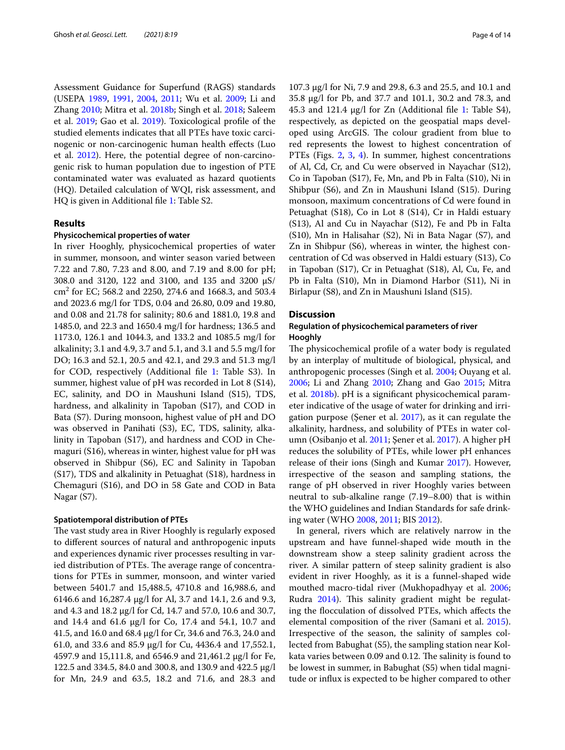Assessment Guidance for Superfund (RAGS) standards (USEPA 1989, 1991, 2004, 2011; Wu et al. 2009; Li and Zhang 2010; Mitra et al. 2018b; Singh et al. 2018; Saleem et al. 2019; Gao et al. 2019). Toxicological profile of the studied elements indicates that all PTEs have toxic carcinogenic or non-carcinogenic human health effects (Luo et al. 2012). Here, the potential degree of non-carcinogenic risk to human population due to ingestion of PTE contaminated water was evaluated as hazard quotients (HQ). Detailed calculation of WQI, risk assessment, and HQ is given in Additional file 1: Table S2.

## Results

### Physicochemical properties of water

In river Hooghly, physicochemical properties of water in summer, monsoon, and winter season varied between 7.22 and 7.80, 7.23 and 8.00, and 7.19 and 8.00 for pH; 308.0 and 3120, 122 and 3100, and 135 and 3200 µS/cm$^2$ for EC; 568.2 and 2250, 274.6 and 1668.3, and 503.4 and 2023.6 mg/l for TDS, 0.04 and 26.80, 0.09 and 19.80, and 0.08 and 21.78 for salinity; 80.6 and 1881.0, 19.8 and 1485.0, and 22.3 and 1650.4 mg/l for hardness; 136.5 and 1173.0, 126.1 and 1044.3, and 133.2 and 1085.5 mg/l for alkalinity; 3.1 and 4.9, 3.7 and 5.1, and 3.1 and 5.5 mg/l for DO; 16.3 and 52.1, 20.5 and 42.1, and 29.3 and 51.3 mg/l for COD, respectively (Additional file 1: Table S3). In summer, highest value of pH was recorded in Lot 8 (S14), EC, salinity, and DO in Maushuni Island (S15), TDS, hardness, and alkalinity in Tapoban (S17), and COD in Bata (S7). During monsoon, highest value of pH and DO was observed in Panihati (S3), EC, TDS, salinity, alkalinity in Tapoban (S17), and hardness and COD in Chemaguri (S16), whereas in winter, highest value for pH was observed in Shibpur (S6), EC and Salinity in Tapoban (S17), TDS and alkalinity in Petuaghat (S18), hardness in Chemaguri (S16), and DO in 58 Gate and COD in Bata Nagar (S7).

### Spatiotemporal distribution of PTEs

The vast study area in River Hooghly is regularly exposed to different sources of natural and anthropogenic inputs and experiences dynamic river processes resulting in varied distribution of PTEs. The average range of concentrations for PTEs in summer, monsoon, and winter varied between 5401.7 and 15,488.5, 4710.8 and 16,988.6, and 6146.6 and 16,287.4 µg/l for Al, 3.7 and 14.1, 2.6 and 9.3, and 4.3 and 18.2 µg/l for Cd, 14.7 and 57.0, 10.6 and 30.7, and 14.4 and 61.6 µg/l for Co, 17.4 and 54.1, 10.7 and 41.5, and 16.0 and 68.4 µg/l for Cr, 34.6 and 76.3, 24.0 and 61.0, and 33.6 and 85.9 µg/l for Cu, 4436.4 and 17,552.1, 4597.9 and 15,111.8, and 6546.9 and 21,461.2 µg/l for Fe, 122.5 and 334.5, 84.0 and 300.8, and 130.9 and 422.5 µg/l for Mn, 24.9 and 63.5, 18.2 and 71.6, and 28.3 and 107.3 µg/l for Ni, 7.9 and 29.8, 6.3 and 25.5, and 10.1 and 35.8 µg/l for Pb, and 37.7 and 101.1, 30.2 and 78.3, and 45.3 and 121.4 µg/l for Zn (Additional file 1: Table S4), respectively, as depicted on the geospatial maps developed using ArcGIS. The colour gradient from blue to red represents the lowest to highest concentration of PTEs (Figs. 2, 3, 4). In summer, highest concentrations of Al, Cd, Cr, and Cu were observed in Nayachar (S12), Co in Tapoban (S17), Fe, Mn, and Pb in Falta (S10), Ni in Shibpur (S6), and Zn in Maushuni Island (S15). During monsoon, maximum concentrations of Cd were found in Petuaghat (S18), Co in Lot 8 (S14), Cr in Haldi estuary (S13), Al and Cu in Nayachar (S12), Fe and Pb in Falta (S10), Mn in Halisahar (S2), Ni in Bata Nagar (S7), and Zn in Shibpur (S6), whereas in winter, the highest concentration of Cd was observed in Haldi estuary (S13), Co in Tapoban (S17), Cr in Petuaghat (S18), Al, Cu, Fe, and Pb in Falta (S10), Mn in Diamond Harbor (S11), Ni in Birlapur (S8), and Zn in Maushuni Island (S15).

## Discussion

### Regulation of physicochemical parameters of river Hooghly

The physicochemical profile of a water body is regulated by an interplay of multitude of biological, physical, and anthropogenic processes (Singh et al. 2004; Ouyang et al. 2006; Li and Zhang 2010; Zhang and Gao 2015; Mitra et al. 2018b). pH is a significant physicochemical parameter indicative of the usage of water for drinking and irrigation purpose (Şener et al. 2017), as it can regulate the alkalinity, hardness, and solubility of PTEs in water column (Osibanjo et al. 2011; Şener et al. 2017). A higher pH reduces the solubility of PTEs, while lower pH enhances release of their ions (Singh and Kumar 2017). However, irrespective of the season and sampling stations, the range of pH observed in river Hooghly varies between neutral to sub-alkaline range (7.19–8.00) that is within the WHO guidelines and Indian Standards for safe drinking water (WHO 2008, 2011; BIS 2012).

In general, rivers which are relatively narrow in the upstream and have funnel-shaped wide mouth in the downstream show a steep salinity gradient across the river. A similar pattern of steep salinity gradient is also evident in river Hooghly, as it is a funnel-shaped wide mouthed macro-tidal river (Mukhopadhyay et al. 2006; Rudra 2014). This salinity gradient might be regulating the flocculation of dissolved PTEs, which affects the elemental composition of the river (Samani et al. 2015). Irrespective of the season, the salinity of samples collected from Babughat (S5), the sampling station near Kolkata varies between 0.09 and 0.12. The salinity is found to be lowest in summer, in Babughat (S5) when tidal magnitude or influx is expected to be higher compared to other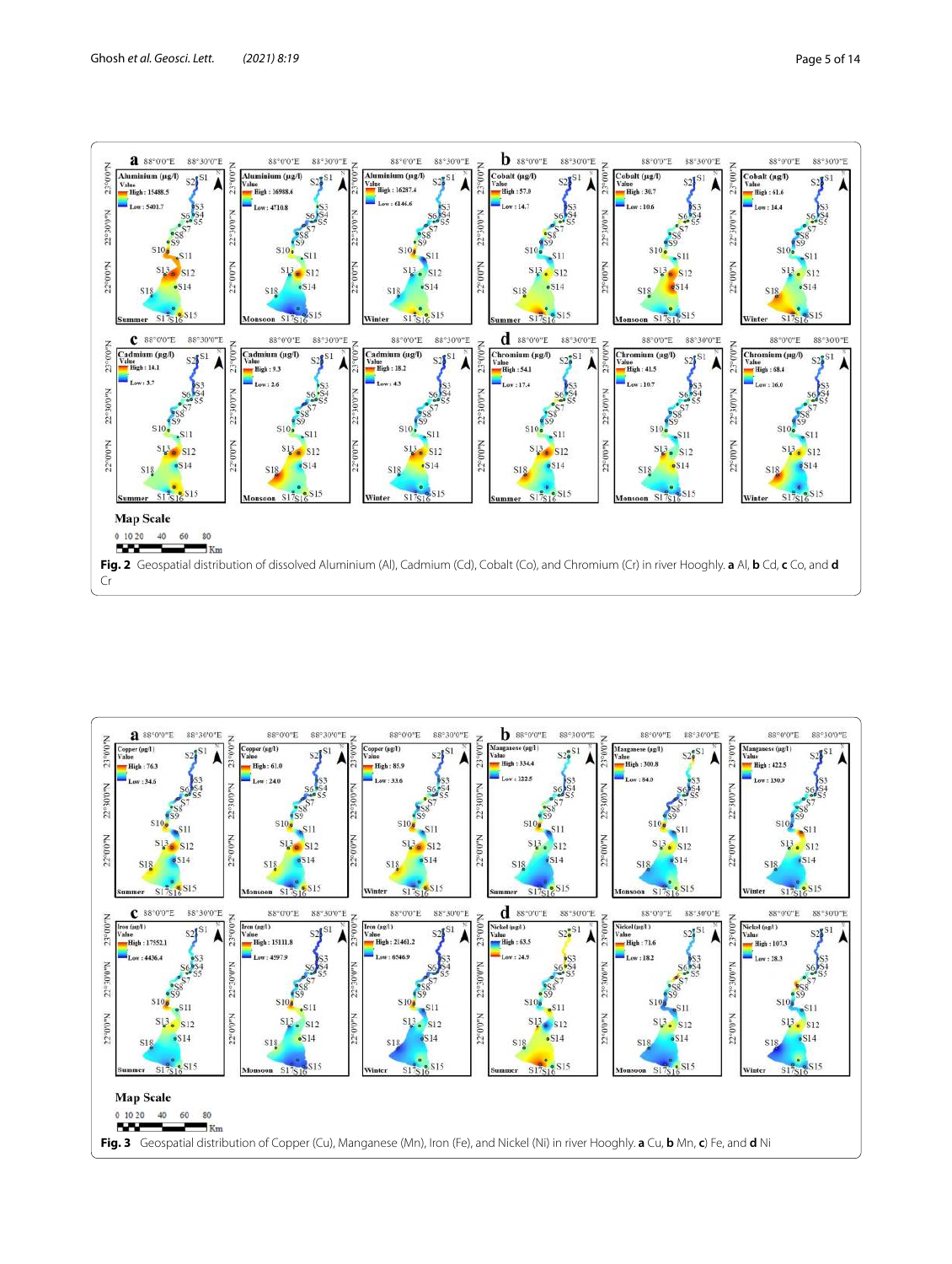a 88°0'0"E 88°30'0"E

Aluminium (µg/l) Value High : 15488.5 Low : 5401.7

Summer

Aluminium (µg/l) Value High : 16988.6 Low : 4710.8

Monsoon

Aluminium (µg/l) Value High : 16287.4 Low : 6144.6

Winter

b

Cobalt (µg/l) Value High : 57.0 Low : 14.7

Summer

Cobalt (µg/l) Value High : 30.7 Low : 10.6

Monsoon

Cobalt (µg/l) Value High : 61.6 Low : 14.4

Winter

c

Cadmium (µg/l) Value High : 14.1 Low : 3.7

Summer

Cadmium (µg/l) Value High : 9.3 Low : 2.6

Monsoon

Cadmium (µg/l) Value High : 18.2 Low : 4.3

Winter

d

Chromium (µg/l) Value High : 54.1 Low : 17.4

Summer

Chromium (µg/l) Value High : 41.5 Low : 10.7

Monsoon

Chromium (µg/l) Value High : 68.4 Low : 16.0

Winter

Map Scale

0 10 20 40 60 80 Km

**Fig. 2** Geospatial distribution of dissolved Aluminium (Al), Cadmium (Cd), Cobalt (Co), and Chromium (Cr) in river Hooghly. **a** Al, **b** Cd, **c** Co, and **d** Cr

a

Copper (µg/l) Value High : 76.3 Low : 34.6

Summer

Copper (µg/l) Value High : 61.0 Low : 24.0

Monsoon

Copper (µg/l) Value High : 85.9 Low : 33.6

Winter

b

Manganese (µg/l) Value High : 334.4 Low : 122.5

Summer

Manganese (µg/l) Value High : 300.8 Low : 84.0

Monsoon

Manganese (µg/l) Value High : 422.5 Low : 130.9

Winter

c

Iron (µg/l) Value High : 17552.1 Low : 4436.4

Summer

Iron (µg/l) Value High : 15111.8 Low : 4597.9

Monsoon

Iron (µg/l) Value High : 21461.2 Low : 6546.9

Winter

d

Nickel (µg/l) Value High : 63.5 Low : 24.9

Summer

Nickel (µg/l) Value High : 71.6 Low : 18.2

Monsoon

Nickel (µg/l) Value High : 107.3 Low : 18.3

Winter

Map Scale

0 10 20 40 60 80 Km

**Fig. 3** Geospatial distribution of Copper (Cu), Manganese (Mn), Iron (Fe), and Nickel (Ni) in river Hooghly. **a** Cu, **b** Mn, **c**) Fe, and **d** Ni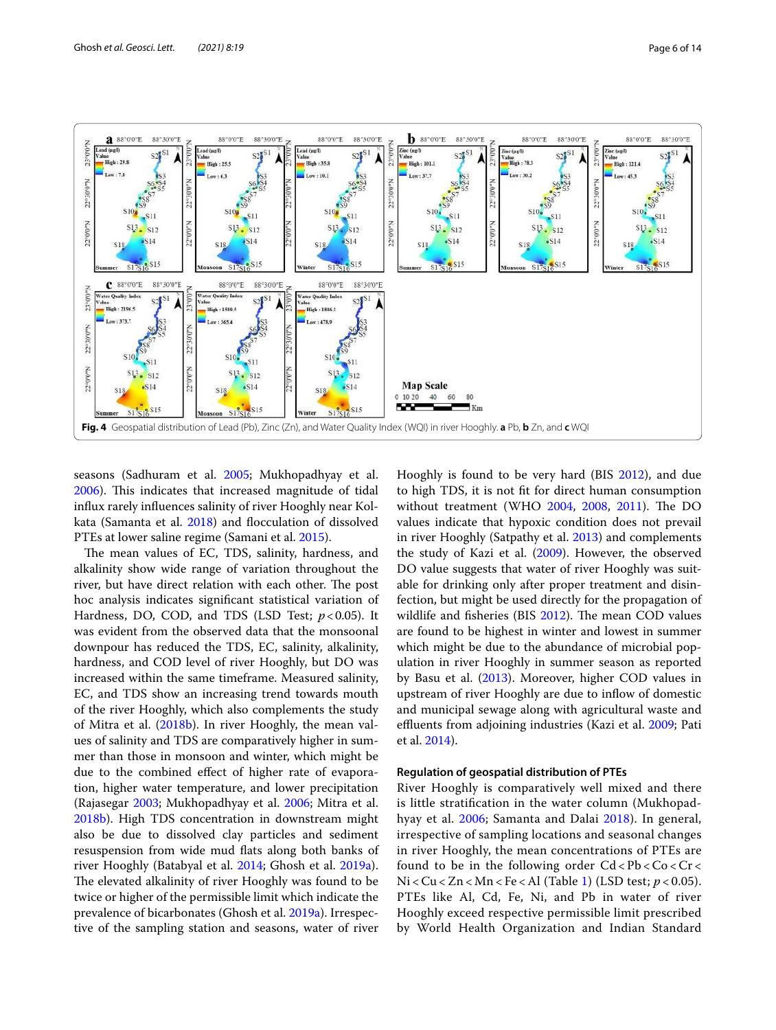**Fig. 4** Geospatial distribution of Lead (Pb), Zinc (Zn), and Water Quality Index (WQI) in river Hooghly. **a** Pb, **b** Zn, and **c** WQI

seasons (Sadhuram et al. 2005; Mukhopadhyay et al. 2006). This indicates that increased magnitude of tidal influx rarely influences salinity of river Hooghly near Kolkata (Samanta et al. 2018) and flocculation of dissolved PTEs at lower saline regime (Samani et al. 2015).

The mean values of EC, TDS, salinity, hardness, and alkalinity show wide range of variation throughout the river, but have direct relation with each other. The post hoc analysis indicates significant statistical variation of Hardness, DO, COD, and TDS (LSD Test; $p < 0.05$). It was evident from the observed data that the monsoonal downpour has reduced the TDS, EC, salinity, alkalinity, hardness, and COD level of river Hooghly, but DO was increased within the same timeframe. Measured salinity, EC, and TDS show an increasing trend towards mouth of the river Hooghly, which also complements the study of Mitra et al. (2018b). In river Hooghly, the mean values of salinity and TDS are comparatively higher in summer than those in monsoon and winter, which might be due to the combined effect of higher rate of evaporation, higher water temperature, and lower precipitation (Rajasegar 2003; Mukhopadhyay et al. 2006; Mitra et al. 2018b). High TDS concentration in downstream might also be due to dissolved clay particles and sediment resuspension from wide mud flats along both banks of river Hooghly (Batabyal et al. 2014; Ghosh et al. 2019a). The elevated alkalinity of river Hooghly was found to be twice or higher of the permissible limit which indicate the prevalence of bicarbonates (Ghosh et al. 2019a). Irrespective of the sampling station and seasons, water of river Hooghly is found to be very hard (BIS 2012), and due to high TDS, it is not fit for direct human consumption without treatment (WHO 2004, 2008, 2011). The DO values indicate that hypoxic condition does not prevail in river Hooghly (Satpathy et al. 2013) and complements the study of Kazi et al. (2009). However, the observed DO value suggests that water of river Hooghly was suitable for drinking only after proper treatment and disinfection, but might be used directly for the propagation of wildlife and fisheries (BIS 2012). The mean COD values are found to be highest in winter and lowest in summer which might be due to the abundance of microbial population in river Hooghly in summer season as reported by Basu et al. (2013). Moreover, higher COD values in upstream of river Hooghly are due to inflow of domestic and municipal sewage along with agricultural waste and effluents from adjoining industries (Kazi et al. 2009; Pati et al. 2014).

### Regulation of geospatial distribution of PTEs

River Hooghly is comparatively well mixed and there is little stratification in the water column (Mukhopadhyay et al. 2006; Samanta and Dalai 2018). In general, irrespective of sampling locations and seasonal changes in river Hooghly, the mean concentrations of PTEs are found to be in the following order Cd < Pb < Co < Cr < Ni < Cu < Zn < Mn < Fe < Al (Table 1) (LSD test; $p < 0.05$). PTEs like Al, Cd, Fe, Ni, and Pb in water of river Hooghly exceed respective permissible limit prescribed by World Health Organization and Indian Standard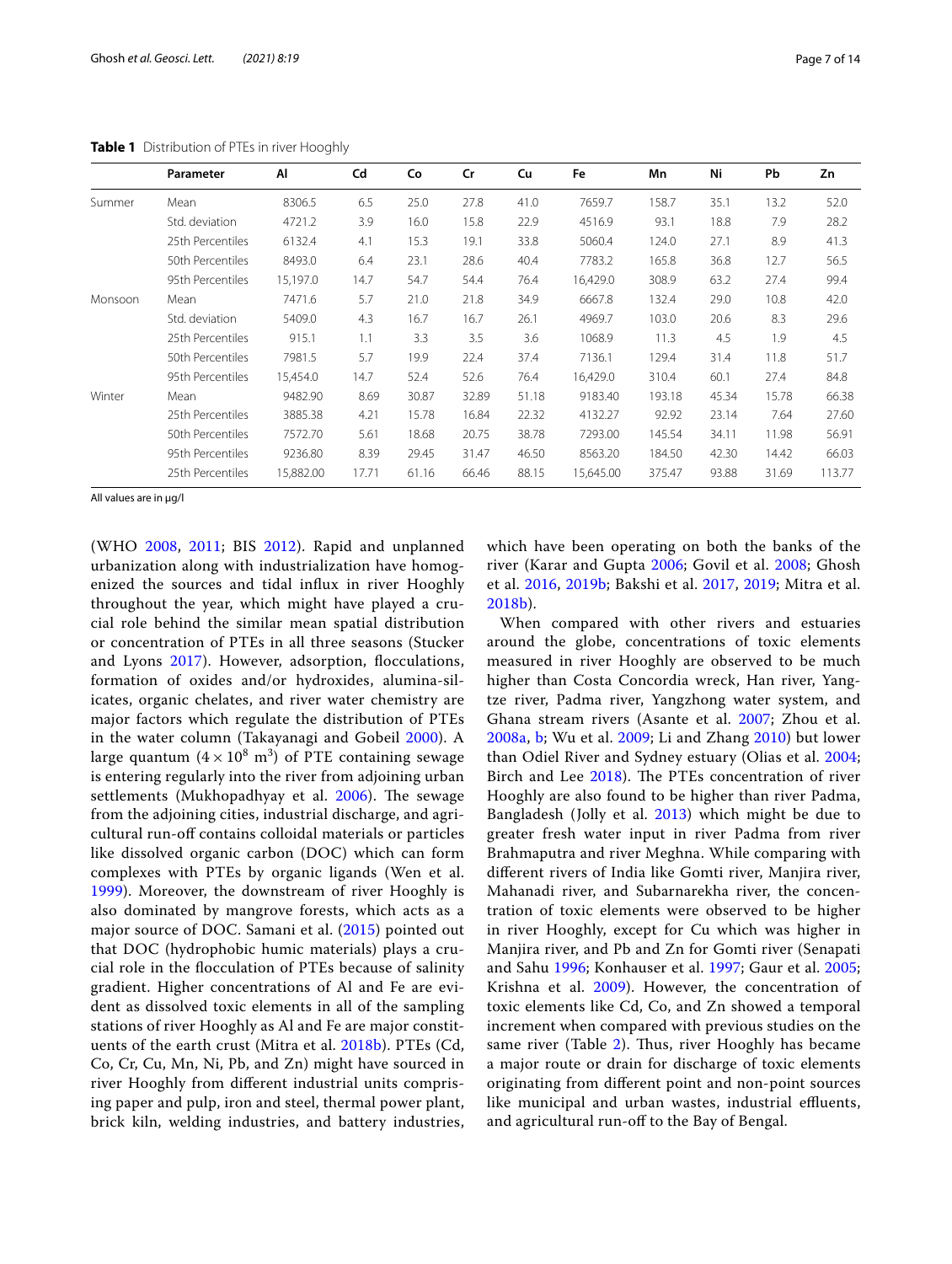**Table 1** Distribution of PTEs in river Hooghly

| | Parameter | Al | Cd | Co | Cr | Cu | Fe | Mn | Ni | Pb | Zn |
|---|---|---|---|---|---|---|---|---|---|---|---|
| Summer | Mean | 8306.5 | 6.5 | 25.0 | 27.8 | 41.0 | 7659.7 | 158.7 | 35.1 | 13.2 | 52.0 |
| | Std. deviation | 4721.2 | 3.9 | 16.0 | 15.8 | 22.9 | 4516.9 | 93.1 | 18.8 | 7.9 | 28.2 |
| | 25th Percentiles | 6132.4 | 4.1 | 15.3 | 19.1 | 33.8 | 5060.4 | 124.0 | 27.1 | 8.9 | 41.3 |
| | 50th Percentiles | 8493.0 | 6.4 | 23.1 | 28.6 | 40.4 | 7783.2 | 165.8 | 36.8 | 12.7 | 56.5 |
| | 95th Percentiles | 15,197.0 | 14.7 | 54.7 | 54.4 | 76.4 | 16,429.0 | 308.9 | 63.2 | 27.4 | 99.4 |
| Monsoon | Mean | 7471.6 | 5.7 | 21.0 | 21.8 | 34.9 | 6667.8 | 132.4 | 29.0 | 10.8 | 42.0 |
| | Std. deviation | 5409.0 | 4.3 | 16.7 | 16.7 | 26.1 | 4969.7 | 103.0 | 20.6 | 8.3 | 29.6 |
| | 25th Percentiles | 915.1 | 1.1 | 3.3 | 3.5 | 3.6 | 1068.9 | 11.3 | 4.5 | 1.9 | 4.5 |
| | 50th Percentiles | 7981.5 | 5.7 | 19.9 | 22.4 | 37.4 | 7136.1 | 129.4 | 31.4 | 11.8 | 51.7 |
| | 95th Percentiles | 15,454.0 | 14.7 | 52.4 | 52.6 | 76.4 | 16,429.0 | 310.4 | 60.1 | 27.4 | 84.8 |
| Winter | Mean | 9482.90 | 8.69 | 30.87 | 32.89 | 51.18 | 9183.40 | 193.18 | 45.34 | 15.78 | 66.38 |
| | 25th Percentiles | 3885.38 | 4.21 | 15.78 | 16.84 | 22.32 | 4132.27 | 92.92 | 23.14 | 7.64 | 27.60 |
| | 50th Percentiles | 7572.70 | 5.61 | 18.68 | 20.75 | 38.78 | 7293.00 | 145.54 | 34.11 | 11.98 | 56.91 |
| | 95th Percentiles | 9236.80 | 8.39 | 29.45 | 31.47 | 46.50 | 8563.20 | 184.50 | 42.30 | 14.42 | 66.03 |
| | 25th Percentiles | 15,882.00 | 17.71 | 61.16 | 66.46 | 88.15 | 15,645.00 | 375.47 | 93.88 | 31.69 | 113.77 |

All values are in µg/l

(WHO 2008, 2011; BIS 2012). Rapid and unplanned urbanization along with industrialization have homogenized the sources and tidal influx in river Hooghly throughout the year, which might have played a crucial role behind the similar mean spatial distribution or concentration of PTEs in all three seasons (Stucker and Lyons 2017). However, adsorption, flocculations, formation of oxides and/or hydroxides, alumina-silicates, organic chelates, and river water chemistry are major factors which regulate the distribution of PTEs in the water column (Takayanagi and Gobeil 2000). A large quantum ($4 \times 10^8$ $m^3$) of PTE containing sewage is entering regularly into the river from adjoining urban settlements (Mukhopadhyay et al. 2006). The sewage from the adjoining cities, industrial discharge, and agricultural run-off contains colloidal materials or particles like dissolved organic carbon (DOC) which can form complexes with PTEs by organic ligands (Wen et al. 1999). Moreover, the downstream of river Hooghly is also dominated by mangrove forests, which acts as a major source of DOC. Samani et al. (2015) pointed out that DOC (hydrophobic humic materials) plays a crucial role in the flocculation of PTEs because of salinity gradient. Higher concentrations of Al and Fe are evident as dissolved toxic elements in all of the sampling stations of river Hooghly as Al and Fe are major constituents of the earth crust (Mitra et al. 2018b). PTEs (Cd, Co, Cr, Cu, Mn, Ni, Pb, and Zn) might have sourced in river Hooghly from different industrial units comprising paper and pulp, iron and steel, thermal power plant, brick kiln, welding industries, and battery industries, which have been operating on both the banks of the river (Karar and Gupta 2006; Govil et al. 2008; Ghosh et al. 2016, 2019b; Bakshi et al. 2017, 2019; Mitra et al. 2018b).

When compared with other rivers and estuaries around the globe, concentrations of toxic elements measured in river Hooghly are observed to be much higher than Costa Concordia wreck, Han river, Yangtze river, Padma river, Yangzhong water system, and Ghana stream rivers (Asante et al. 2007; Zhou et al. 2008a, b; Wu et al. 2009; Li and Zhang 2010) but lower than Odiel River and Sydney estuary (Olias et al. 2004; Birch and Lee 2018). The PTEs concentration of river Hooghly are also found to be higher than river Padma, Bangladesh (Jolly et al. 2013) which might be due to greater fresh water input in river Padma from river Brahmaputra and river Meghna. While comparing with different rivers of India like Gomti river, Manjira river, Mahanadi river, and Subarnarekha river, the concentration of toxic elements were observed to be higher in river Hooghly, except for Cu which was higher in Manjira river, and Pb and Zn for Gomti river (Senapati and Sahu 1996; Konhauser et al. 1997; Gaur et al. 2005; Krishna et al. 2009). However, the concentration of toxic elements like Cd, Co, and Zn showed a temporal increment when compared with previous studies on the same river (Table 2). Thus, river Hooghly has became a major route or drain for discharge of toxic elements originating from different point and non-point sources like municipal and urban wastes, industrial effluents, and agricultural run-off to the Bay of Bengal.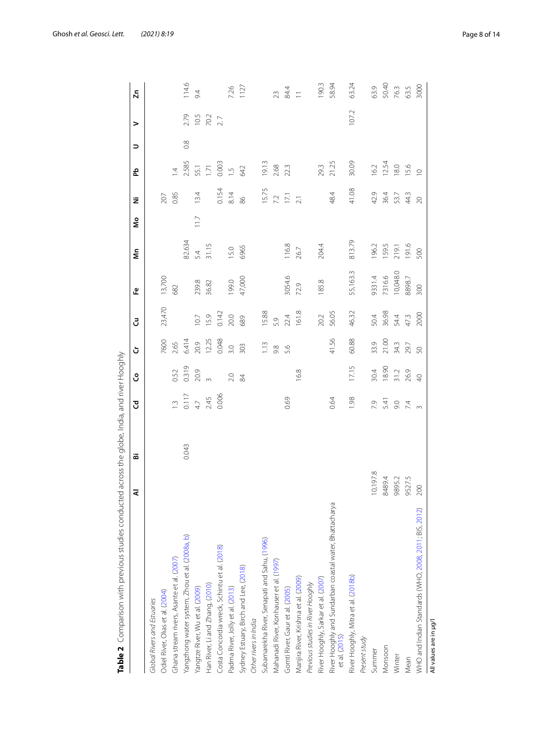**Table 2** Comparison with previous studies conducted across the globe, India, and river Hooghly

| | Al | Bi | Cd | Co | Cr | Cu | Fe | Mn | Mo | Ni | Pb | U | V | Zn |
|---|---|---|---|---|---|---|---|---|---|---|---|---|---|---|
| *Global Rivers and Estuaries* | | | | | | | | | | | | | | |
| Odiel River, Olias et al. (2004) | | | | | 7600 | 23,470 | 13,700 | | | 207 | | | | |
| Ghana stream rivers, Asante et al. (2007) | | | 1.3 | 0.52 | 2.65 | | 682 | | | 0.85 | 1.4 | | | |
| Yangzhong water system, Zhou et al. (2008a, b) | | 0.043 | 0.117 | 0.319 | 6.414 | | | 82.634 | | | 2.585 | 0.8 | 2.79 | 114.6 |
| Yangtze River, Wu et al. (2009) | | | 4.7 | 20.9 | 20.9 | 10.7 | 239.8 | 5.4 | 11.7 | 13.4 | 55.1 | | 10.5 | 9.4 |
| Han River, Li and Zhang, (2010) | | | 2.45 | 3 | 12.25 | 15.9 | 36.82 | 31.15 | | | 1.71 | | 70.2 | |
| Costa Concordia wreck, Schintu et al. (2018) | | | 0.006 | | 0.048 | 0.142 | | | | 0.154 | 0.003 | | 2.7 | |
| Padma River, Jolly et al. (2013) | | | | 2.0 | 3.0 | 20.0 | 199.0 | 15.0 | | 8.14 | 1.5 | | | 7.26 |
| Sydney Estuary, Birch and Lee, (2018) | | | | 84 | 303 | 689 | 47,000 | 6965 | | 86 | 642 | | | 1127 |
| *Other rivers in India* | | | | | | | | | | | | | | |
| Subarnarekha River, Senapati and Sahu, (1996) | | | | | 1.13 | 15.88 | | | | 15.75 | 19.13 | | | |
| Mahanadi River, Konhauser et al. (1997) | | | | | 9.8 | 5.9 | | | | 7.2 | 2.68 | | | 23 |
| Gomti River, Gaur et al. (2005) | | | 0.69 | | 5.6 | 22.4 | 3054.6 | 116.8 | | 17.1 | 22.3 | | | 84.4 |
| Manjira River, Krishna et al. (2009) | | | | 16.8 | | 161.8 | 72.9 | 26.7 | | 2.1 | | | | 11 |
| *Previous studies in River Hooghly* | | | | | | | | | | | | | | |
| River Hooghly, Sarkar et al. (2007) | | | | | | 20.2 | 185.8 | 204.4 | | | 29.3 | | | 190.3 |
| River Hooghly and Sundarban coastal water, Bhattacharya et al. (2015) | | | 0.64 | | 41.56 | 56.05 | | | | 48.4 | 21.25 | | | 58.94 |
| River Hooghly, Mitra et al. (2018b) | | | 1.98 | 17.15 | 60.88 | 46.32 | 55,163.3 | 813.79 | | 41.08 | 30.09 | | 107.2 | 63.24 |
| *Present study* | | | | | | | | | | | | | | |
| Summer | 10,197.8 | | 7.9 | 30.4 | 33.9 | 50.4 | 9331.4 | 196.2 | | 42.9 | 16.2 | | | 63.9 |
| Monsoon | 8489.4 | | 5.41 | 18.90 | 21.00 | 36.98 | 7316.6 | 159.5 | | 36.4 | 12.54 | | | 50.40 |
| Winter | 9895.2 | | 9.0 | 31.2 | 34.3 | 54.4 | 10,048.0 | 219.1 | | 53.7 | 18.0 | | | 76.3 |
| Mean | 9527.5 | | 7.4 | 26.9 | 29.7 | 47.3 | 8898.7 | 191.6 | | 44.3 | 15.6 | | | 63.5 |
| WHO and Indian Standards (WHO, 2008, 2011; BIS, 2012) | 200 | | 3 | 40 | 50 | 2000 | 300 | 500 | | 20 | 10 | | | 3000 |

All values are in µg/l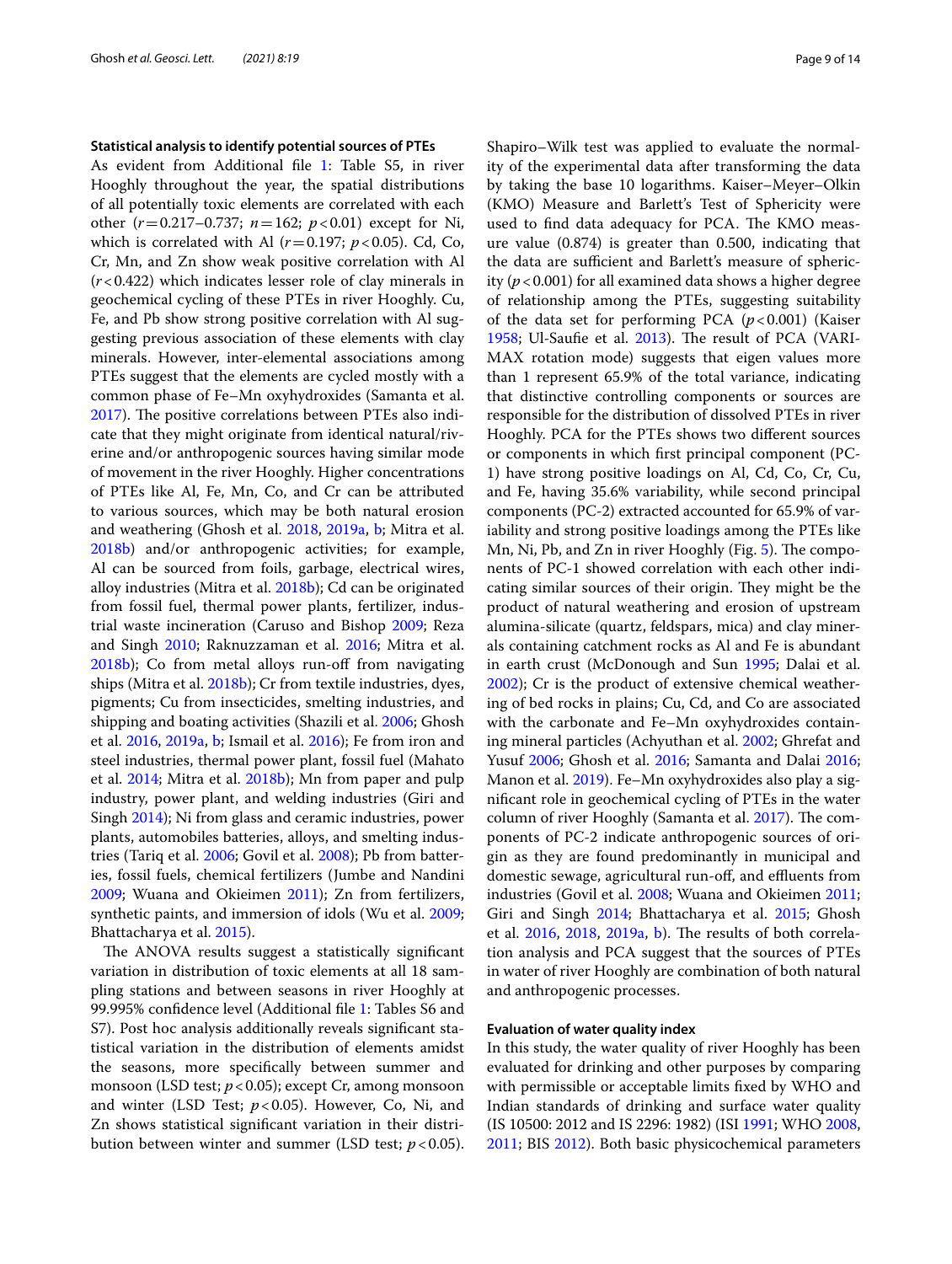### Statistical analysis to identify potential sources of PTEs

As evident from Additional file 1: Table S5, in river Hooghly throughout the year, the spatial distributions of all potentially toxic elements are correlated with each other ($r = 0.217$–$0.737$; $n = 162$; $p < 0.01$) except for Ni, which is correlated with Al ($r = 0.197$; $p < 0.05$). Cd, Co, Cr, Mn, and Zn show weak positive correlation with Al ($r < 0.422$) which indicates lesser role of clay minerals in geochemical cycling of these PTEs in river Hooghly. Cu, Fe, and Pb show strong positive correlation with Al suggesting previous association of these elements with clay minerals. However, inter-elemental associations among PTEs suggest that the elements are cycled mostly with a common phase of Fe–Mn oxyhydroxides (Samanta et al. 2017). The positive correlations between PTEs also indicate that they might originate from identical natural/riverine and/or anthropogenic sources having similar mode of movement in the river Hooghly. Higher concentrations of PTEs like Al, Fe, Mn, Co, and Cr can be attributed to various sources, which may be both natural erosion and weathering (Ghosh et al. 2018, 2019a, b; Mitra et al. 2018b) and/or anthropogenic activities; for example, Al can be sourced from foils, garbage, electrical wires, alloy industries (Mitra et al. 2018b); Cd can be originated from fossil fuel, thermal power plants, fertilizer, industrial waste incineration (Caruso and Bishop 2009; Reza and Singh 2010; Raknuzzaman et al. 2016; Mitra et al. 2018b); Co from metal alloys run-off from navigating ships (Mitra et al. 2018b); Cr from textile industries, dyes, pigments; Cu from insecticides, smelting industries, and shipping and boating activities (Shazili et al. 2006; Ghosh et al. 2016, 2019a, b; Ismail et al. 2016); Fe from iron and steel industries, thermal power plant, fossil fuel (Mahato et al. 2014; Mitra et al. 2018b); Mn from paper and pulp industry, power plant, and welding industries (Giri and Singh 2014); Ni from glass and ceramic industries, power plants, automobiles batteries, alloys, and smelting industries (Tariq et al. 2006; Govil et al. 2008); Pb from batteries, fossil fuels, chemical fertilizers (Jumbe and Nandini 2009; Wuana and Okieimen 2011); Zn from fertilizers, synthetic paints, and immersion of idols (Wu et al. 2009; Bhattacharya et al. 2015).

The ANOVA results suggest a statistically significant variation in distribution of toxic elements at all 18 sampling stations and between seasons in river Hooghly at 99.995% confidence level (Additional file 1: Tables S6 and S7). Post hoc analysis additionally reveals significant statistical variation in the distribution of elements amidst the seasons, more specifically between summer and monsoon (LSD test; $p < 0.05$); except Cr, among monsoon and winter (LSD Test; $p < 0.05$). However, Co, Ni, and Zn shows statistical significant variation in their distribution between winter and summer (LSD test; $p < 0.05$). Shapiro–Wilk test was applied to evaluate the normality of the experimental data after transforming the data by taking the base 10 logarithms. Kaiser–Meyer–Olkin (KMO) Measure and Barlett's Test of Sphericity were used to find data adequacy for PCA. The KMO measure value (0.874) is greater than 0.500, indicating that the data are sufficient and Barlett's measure of sphericity ($p < 0.001$) for all examined data shows a higher degree of relationship among the PTEs, suggesting suitability of the data set for performing PCA ($p < 0.001$) (Kaiser 1958; Ul-Saufie et al. 2013). The result of PCA (VARIMAX rotation mode) suggests that eigen values more than 1 represent 65.9% of the total variance, indicating that distinctive controlling components or sources are responsible for the distribution of dissolved PTEs in river Hooghly. PCA for the PTEs shows two different sources or components in which first principal component (PC-1) have strong positive loadings on Al, Cd, Co, Cr, Cu, and Fe, having 35.6% variability, while second principal components (PC-2) extracted accounted for 65.9% of variability and strong positive loadings among the PTEs like Mn, Ni, Pb, and Zn in river Hooghly (Fig. 5). The components of PC-1 showed correlation with each other indicating similar sources of their origin. They might be the product of natural weathering and erosion of upstream alumina-silicate (quartz, feldspars, mica) and clay minerals containing catchment rocks as Al and Fe is abundant in earth crust (McDonough and Sun 1995; Dalai et al. 2002); Cr is the product of extensive chemical weathering of bed rocks in plains; Cu, Cd, and Co are associated with the carbonate and Fe–Mn oxyhydroxides containing mineral particles (Achyuthan et al. 2002; Ghrefat and Yusuf 2006; Ghosh et al. 2016; Samanta and Dalai 2016; Manon et al. 2019). Fe–Mn oxyhydroxides also play a significant role in geochemical cycling of PTEs in the water column of river Hooghly (Samanta et al. 2017). The components of PC-2 indicate anthropogenic sources of origin as they are found predominantly in municipal and domestic sewage, agricultural run-off, and effluents from industries (Govil et al. 2008; Wuana and Okieimen 2011; Giri and Singh 2014; Bhattacharya et al. 2015; Ghosh et al. 2016, 2018, 2019a, b). The results of both correlation analysis and PCA suggest that the sources of PTEs in water of river Hooghly are combination of both natural and anthropogenic processes.

### Evaluation of water quality index

In this study, the water quality of river Hooghly has been evaluated for drinking and other purposes by comparing with permissible or acceptable limits fixed by WHO and Indian standards of drinking and surface water quality (IS 10500: 2012 and IS 2296: 1982) (ISI 1991; WHO 2008, 2011; BIS 2012). Both basic physicochemical parameters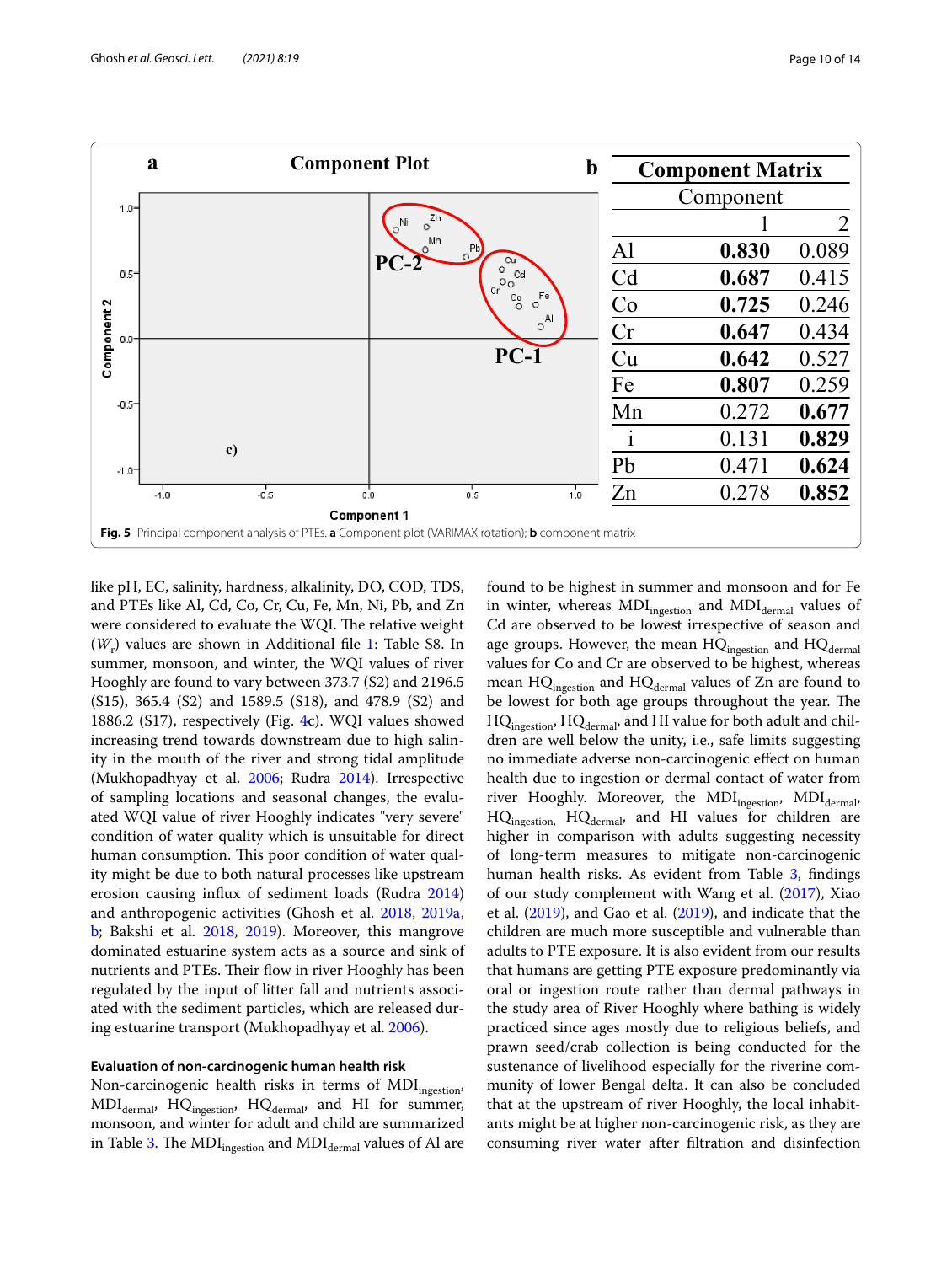**a** **Component Plot**

Component 2

1.0
0.5
0.0
-0.5
-1.0

-1.0 -0.5 0.0 0.5 1.0

Component 1

Ni Zn Mn Pb Cu Cd Cr Co Fe Al

PC-2

PC-1

c)

**b**

**Component Matrix**

| | Component | |
|---|---|---|
| | 1 | 2 |
| Al | **0.830** | 0.089 |
| Cd | **0.687** | 0.415 |
| Co | **0.725** | 0.246 |
| Cr | **0.647** | 0.434 |
| Cu | **0.642** | 0.527 |
| Fe | **0.807** | 0.259 |
| Mn | 0.272 | **0.677** |
| i | 0.131 | **0.829** |
| Pb | 0.471 | **0.624** |
| Zn | 0.278 | **0.852** |

**Fig. 5** Principal component analysis of PTEs. **a** Component plot (VARIMAX rotation); **b** component matrix

like pH, EC, salinity, hardness, alkalinity, DO, COD, TDS, and PTEs like Al, Cd, Co, Cr, Cu, Fe, Mn, Ni, Pb, and Zn were considered to evaluate the WQI. The relative weight ($W_r$) values are shown in Additional file 1: Table S8. In summer, monsoon, and winter, the WQI values of river Hooghly are found to vary between 373.7 (S2) and 2196.5 (S15), 365.4 (S2) and 1589.5 (S18), and 478.9 (S2) and 1886.2 (S17), respectively (Fig. 4c). WQI values showed increasing trend towards downstream due to high salinity in the mouth of the river and strong tidal amplitude (Mukhopadhyay et al. 2006; Rudra 2014). Irrespective of sampling locations and seasonal changes, the evaluated WQI value of river Hooghly indicates "very severe" condition of water quality which is unsuitable for direct human consumption. This poor condition of water quality might be due to both natural processes like upstream erosion causing influx of sediment loads (Rudra 2014) and anthropogenic activities (Ghosh et al. 2018, 2019a, b; Bakshi et al. 2018, 2019). Moreover, this mangrove dominated estuarine system acts as a source and sink of nutrients and PTEs. Their flow in river Hooghly has been regulated by the input of litter fall and nutrients associated with the sediment particles, which are released during estuarine transport (Mukhopadhyay et al. 2006).

### Evaluation of non-carcinogenic human health risk

Non-carcinogenic health risks in terms of $MDI_{ingestion}$, $MDI_{dermal}$, $HQ_{ingestion}$, $HQ_{dermal}$, and HI for summer, monsoon, and winter for adult and child are summarized in Table 3. The $MDI_{ingestion}$ and $MDI_{dermal}$ values of Al are found to be highest in summer and monsoon and for Fe in winter, whereas $MDI_{ingestion}$ and $MDI_{dermal}$ values of Cd are observed to be lowest irrespective of season and age groups. However, the mean $HQ_{ingestion}$ and $HQ_{dermal}$ values for Co and Cr are observed to be highest, whereas mean $HQ_{ingestion}$ and $HQ_{dermal}$ values of Zn are found to be lowest for both age groups throughout the year. The $HQ_{ingestion}$, $HQ_{dermal}$, and HI value for both adult and children are well below the unity, i.e., safe limits suggesting no immediate adverse non-carcinogenic effect on human health due to ingestion or dermal contact of water from river Hooghly. Moreover, the $MDI_{ingestion}$, $MDI_{dermal}$, $HQ_{ingestion}$, $HQ_{dermal}$, and HI values for children are higher in comparison with adults suggesting necessity of long-term measures to mitigate non-carcinogenic human health risks. As evident from Table 3, findings of our study complement with Wang et al. (2017), Xiao et al. (2019), and Gao et al. (2019), and indicate that the children are much more susceptible and vulnerable than adults to PTE exposure. It is also evident from our results that humans are getting PTE exposure predominantly via oral or ingestion route rather than dermal pathways in the study area of River Hooghly where bathing is widely practiced since ages mostly due to religious beliefs, and prawn seed/crab collection is being conducted for the sustenance of livelihood especially for the riverine community of lower Bengal delta. It can also be concluded that at the upstream of river Hooghly, the local inhabitants might be at higher non-carcinogenic risk, as they are consuming river water after filtration and disinfection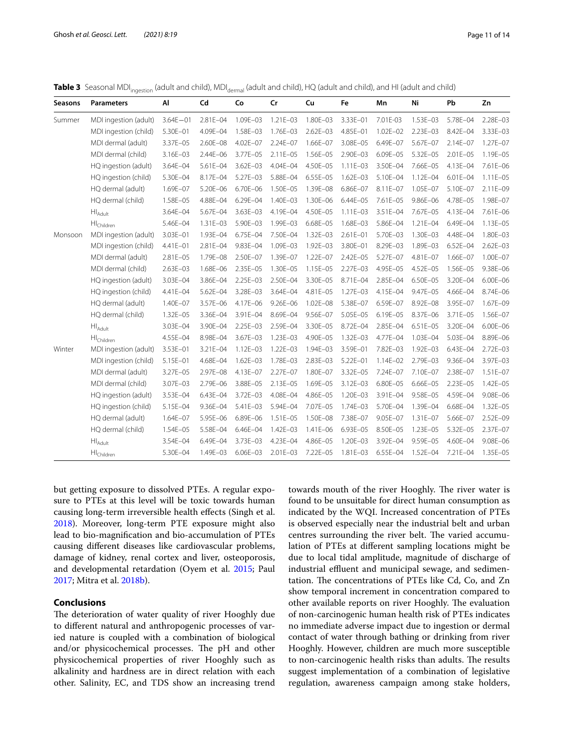**Table 3** Seasonal $MDI_{ingestion}$ (adult and child), $MDI_{dermal}$ (adult and child), HQ (adult and child), and HI (adult and child)

| Seasons | Parameters | Al | Cd | Co | Cr | Cu | Fe | Mn | Ni | Pb | Zn |
|---|---|---|---|---|---|---|---|---|---|---|---|
| Summer | MDI ingestion (adult) | 3.64E−01 | 2.81E−04 | 1.09E−03 | 1.21E−03 | 1.80E−03 | 3.33E−01 | 7.01E-03 | 1.53E−03 | 5.78E−04 | 2.28E−03 |
| | MDI ingestion (child) | 5.30E−01 | 4.09E−04 | 1.58E−03 | 1.76E−03 | 2.62E−03 | 4.85E−01 | 1.02E−02 | 2.23E−03 | 8.42E−04 | 3.33E−03 |
| | MDI dermal (adult) | 3.37E−05 | 2.60E−08 | 4.02E−07 | 2.24E−07 | 1.66E−07 | 3.08E−05 | 6.49E−07 | 5.67E−07 | 2.14E−07 | 1.27E−07 |
| | MDI dermal (child) | 3.16E−03 | 2.44E−06 | 3.77E−05 | 2.11E−05 | 1.56E−05 | 2.90E−03 | 6.09E−05 | 5.32E−05 | 2.01E−05 | 1.19E−05 |
| | HQ ingestion (adult) | 3.64E−04 | 5.61E−04 | 3.62E−03 | 4.04E−04 | 4.50E−05 | 1.11E−03 | 3.50E−04 | 7.66E−05 | 4.13E−04 | 7.61E−06 |
| | HQ ingestion (child) | 5.30E−04 | 8.17E−04 | 5.27E−03 | 5.88E−04 | 6.55E−05 | 1.62E−03 | 5.10E−04 | 1.12E−04 | 6.01E−04 | 1.11E−05 |
| | HQ dermal (adult) | 1.69E−07 | 5.20E−06 | 6.70E−06 | 1.50E−05 | 1.39E−08 | 6.86E−07 | 8.11E−07 | 1.05E−07 | 5.10E−07 | 2.11E−09 |
| | HQ dermal (child) | 1.58E−05 | 4.88E−04 | 6.29E−04 | 1.40E−03 | 1.30E−06 | 6.44E−05 | 7.61E−05 | 9.86E−06 | 4.78E−05 | 1.98E−07 |
| | $HI_{Adult}$ | 3.64E−04 | 5.67E−04 | 3.63E−03 | 4.19E−04 | 4.50E−05 | 1.11E−03 | 3.51E−04 | 7.67E−05 | 4.13E−04 | 7.61E−06 |
| | $HI_{Children}$ | 5.46E−04 | 1.31E−03 | 5.90E−03 | 1.99E−03 | 6.68E−05 | 1.68E−03 | 5.86E−04 | 1.21E−04 | 6.49E−04 | 1.13E−05 |
| Monsoon | MDI ingestion (adult) | 3.03E−01 | 1.93E−04 | 6.75E−04 | 7.50E−04 | 1.32E−03 | 2.61E−01 | 5.70E−03 | 1.30E−03 | 4.48E−04 | 1.80E−03 |
| | MDI ingestion (child) | 4.41E−01 | 2.81E−04 | 9.83E−04 | 1.09E−03 | 1.92E−03 | 3.80E−01 | 8.29E−03 | 1.89E−03 | 6.52E−04 | 2.62E−03 |
| | MDI dermal (adult) | 2.81E−05 | 1.79E−08 | 2.50E−07 | 1.39E−07 | 1.22E−07 | 2.42E−05 | 5.27E−07 | 4.81E−07 | 1.66E−07 | 1.00E−07 |
| | MDI dermal (child) | 2.63E−03 | 1.68E−06 | 2.35E−05 | 1.30E−05 | 1.15E−05 | 2.27E−03 | 4.95E−05 | 4.52E−05 | 1.56E−05 | 9.38E−06 |
| | HQ ingestion (adult) | 3.03E−04 | 3.86E−04 | 2.25E−03 | 2.50E−04 | 3.30E−05 | 8.71E−04 | 2.85E−04 | 6.50E−05 | 3.20E−04 | 6.00E−06 |
| | HQ ingestion (child) | 4.41E−04 | 5.62E−04 | 3.28E−03 | 3.64E−04 | 4.81E−05 | 1.27E−03 | 4.15E−04 | 9.47E−05 | 4.66E−04 | 8.74E−06 |
| | HQ dermal (adult) | 1.40E−07 | 3.57E−06 | 4.17E−06 | 9.26E−06 | 1.02E−08 | 5.38E−07 | 6.59E−07 | 8.92E−08 | 3.95E−07 | 1.67E−09 |
| | HQ dermal (child) | 1.32E−05 | 3.36E−04 | 3.91E−04 | 8.69E−04 | 9.56E−07 | 5.05E−05 | 6.19E−05 | 8.37E−06 | 3.71E−05 | 1.56E−07 |
| | $HI_{Adult}$ | 3.03E−04 | 3.90E−04 | 2.25E−03 | 2.59E−04 | 3.30E−05 | 8.72E−04 | 2.85E−04 | 6.51E−05 | 3.20E−04 | 6.00E−06 |
| | $HI_{Children}$ | 4.55E−04 | 8.98E−04 | 3.67E−03 | 1.23E−03 | 4.90E−05 | 1.32E−03 | 4.77E−04 | 1.03E−04 | 5.03E−04 | 8.89E−06 |
| Winter | MDI ingestion (adult) | 3.53E−01 | 3.21E−04 | 1.12E−03 | 1.22E−03 | 1.94E−03 | 3.59E−01 | 7.82E−03 | 1.92E−03 | 6.43E−04 | 2.72E−03 |
| | MDI ingestion (child) | 5.15E−01 | 4.68E−04 | 1.62E−03 | 1.78E−03 | 2.83E−03 | 5.22E−01 | 1.14E−02 | 2.79E−03 | 9.36E−04 | 3.97E−03 |
| | MDI dermal (adult) | 3.27E−05 | 2.97E−08 | 4.13E−07 | 2.27E−07 | 1.80E−07 | 3.32E−05 | 7.24E−07 | 7.10E−07 | 2.38E−07 | 1.51E−07 |
| | MDI dermal (child) | 3.07E−03 | 2.79E−06 | 3.88E−05 | 2.13E−05 | 1.69E−05 | 3.12E−03 | 6.80E−05 | 6.66E−05 | 2.23E−05 | 1.42E−05 |
| | HQ ingestion (adult) | 3.53E−04 | 6.43E−04 | 3.72E−03 | 4.08E−04 | 4.86E−05 | 1.20E−03 | 3.91E−04 | 9.58E−05 | 4.59E−04 | 9.08E−06 |
| | HQ ingestion (child) | 5.15E−04 | 9.36E−04 | 5.41E−03 | 5.94E−04 | 7.07E−05 | 1.74E−03 | 5.70E−04 | 1.39E−04 | 6.68E−04 | 1.32E−05 |
| | HQ dermal (adult) | 1.64E−07 | 5.95E−06 | 6.89E−06 | 1.51E−05 | 1.50E−08 | 7.38E−07 | 9.05E−07 | 1.31E−07 | 5.66E−07 | 2.52E−09 |
| | HQ dermal (child) | 1.54E−05 | 5.58E−04 | 6.46E−04 | 1.42E−03 | 1.41E−06 | 6.93E−05 | 8.50E−05 | 1.23E−05 | 5.32E−05 | 2.37E−07 |
| | $HI_{Adult}$ | 3.54E−04 | 6.49E−04 | 3.73E−03 | 4.23E−04 | 4.86E−05 | 1.20E−03 | 3.92E−04 | 9.59E−05 | 4.60E−04 | 9.08E−06 |
| | $HI_{Children}$ | 5.30E−04 | 1.49E−03 | 6.06E−03 | 2.01E−03 | 7.22E−05 | 1.81E−03 | 6.55E−04 | 1.52E−04 | 7.21E−04 | 1.35E−05 |

but getting exposure to dissolved PTEs. A regular exposure to PTEs at this level will be toxic towards human causing long-term irreversible health effects (Singh et al. 2018). Moreover, long-term PTE exposure might also lead to bio-magnification and bio-accumulation of PTEs causing different diseases like cardiovascular problems, damage of kidney, renal cortex and liver, osteoporosis, and developmental retardation (Oyem et al. 2015; Paul 2017; Mitra et al. 2018b).

## Conclusions

The deterioration of water quality of river Hooghly due to different natural and anthropogenic processes of varied nature is coupled with a combination of biological and/or physicochemical processes. The pH and other physicochemical properties of river Hooghly such as alkalinity and hardness are in direct relation with each other. Salinity, EC, and TDS show an increasing trend towards mouth of the river Hooghly. The river water is found to be unsuitable for direct human consumption as indicated by the WQI. Increased concentration of PTEs is observed especially near the industrial belt and urban centres surrounding the river belt. The varied accumulation of PTEs at different sampling locations might be due to local tidal amplitude, magnitude of discharge of industrial effluent and municipal sewage, and sedimentation. The concentrations of PTEs like Cd, Co, and Zn show temporal increment in concentration compared to other available reports on river Hooghly. The evaluation of non-carcinogenic human health risk of PTEs indicates no immediate adverse impact due to ingestion or dermal contact of water through bathing or drinking from river Hooghly. However, children are much more susceptible to non-carcinogenic health risks than adults. The results suggest implementation of a combination of legislative regulation, awareness campaign among stake holders,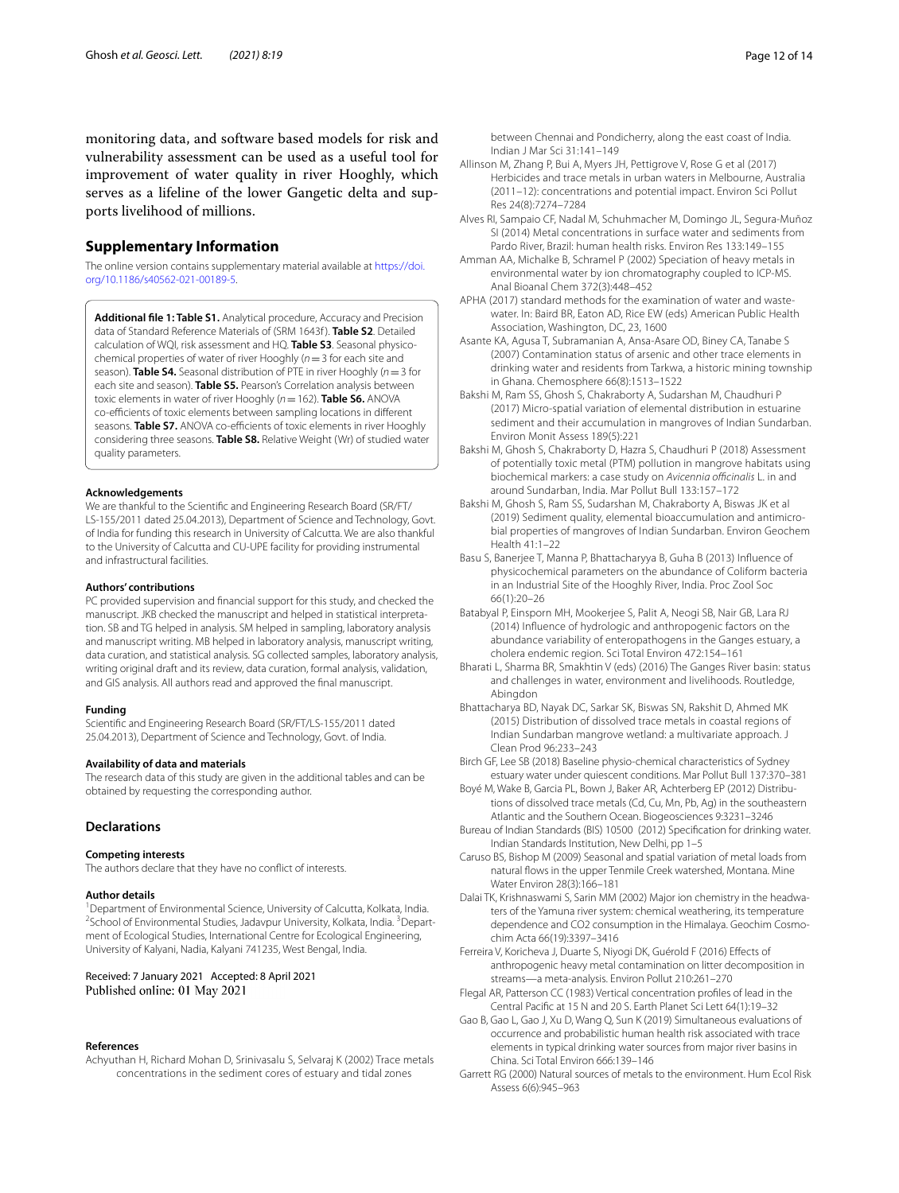monitoring data, and software based models for risk and vulnerability assessment can be used as a useful tool for improvement of water quality in river Hooghly, which serves as a lifeline of the lower Gangetic delta and supports livelihood of millions.

## Supplementary Information

The online version contains supplementary material available at https://doi.org/10.1186/s40562-021-00189-5.

**Additional file 1: Table S1.** Analytical procedure, Accuracy and Precision data of Standard Reference Materials of (SRM 1643f). **Table S2**. Detailed calculation of WQI, risk assessment and HQ. **Table S3**. Seasonal physico-chemical properties of water of river Hooghly ($n = 3$ for each site and season). **Table S4.** Seasonal distribution of PTE in river Hooghly ($n = 3$ for each site and season). **Table S5.** Pearson's Correlation analysis between toxic elements in water of river Hooghly ($n = 162$). **Table S6.** ANOVA co-efficients of toxic elements between sampling locations in different seasons. **Table S7.** ANOVA co-efficients of toxic elements in river Hooghly considering three seasons. **Table S8.** Relative Weight (Wr) of studied water quality parameters.

### Acknowledgements

We are thankful to the Scientific and Engineering Research Board (SR/FT/LS-155/2011 dated 25.04.2013), Department of Science and Technology, Govt. of India for funding this research in University of Calcutta. We are also thankful to the University of Calcutta and CU-UPE facility for providing instrumental and infrastructural facilities.

### Authors' contributions

PC provided supervision and financial support for this study, and checked the manuscript. JKB checked the manuscript and helped in statistical interpretation. SB and TG helped in analysis. SM helped in sampling, laboratory analysis and manuscript writing. MB helped in laboratory analysis, manuscript writing, data curation, and statistical analysis. SG collected samples, laboratory analysis, writing original draft and its review, data curation, formal analysis, validation, and GIS analysis. All authors read and approved the final manuscript.

### Funding

Scientific and Engineering Research Board (SR/FT/LS-155/2011 dated 25.04.2013), Department of Science and Technology, Govt. of India.

### Availability of data and materials

The research data of this study are given in the additional tables and can be obtained by requesting the corresponding author.

## Declarations

### Competing interests

The authors declare that they have no conflict of interests.

### Author details

[1]Department of Environmental Science, University of Calcutta, Kolkata, India. [2]School of Environmental Studies, Jadavpur University, Kolkata, India. [3]Department of Ecological Studies, International Centre for Ecological Engineering, University of Kalyani, Nadia, Kalyani 741235, West Bengal, India.

Received: 7 January 2021 Accepted: 8 April 2021
Published online: 01 May 2021

### References

Achyuthan H, Richard Mohan D, Srinivasalu S, Selvaraj K (2002) Trace metals concentrations in the sediment cores of estuary and tidal zones between Chennai and Pondicherry, along the east coast of India. Indian J Mar Sci 31:141–149

Allinson M, Zhang P, Bui A, Myers JH, Pettigrove V, Rose G et al (2017) Herbicides and trace metals in urban waters in Melbourne, Australia (2011–12): concentrations and potential impact. Environ Sci Pollut Res 24(8):7274–7284

Alves RI, Sampaio CF, Nadal M, Schuhmacher M, Domingo JL, Segura-Muñoz SI (2014) Metal concentrations in surface water and sediments from Pardo River, Brazil: human health risks. Environ Res 133:149–155

Amman AA, Michalke B, Schramel P (2002) Speciation of heavy metals in environmental water by ion chromatography coupled to ICP-MS. Anal Bioanal Chem 372(3):448–452

APHA (2017) standard methods for the examination of water and wastewater. In: Baird BR, Eaton AD, Rice EW (eds) American Public Health Association, Washington, DC, 23, 1600

Asante KA, Agusa T, Subramanian A, Ansa-Asare OD, Biney CA, Tanabe S (2007) Contamination status of arsenic and other trace elements in drinking water and residents from Tarkwa, a historic mining township in Ghana. Chemosphere 66(8):1513–1522

Bakshi M, Ram SS, Ghosh S, Chakraborty A, Sudarshan M, Chaudhuri P (2017) Micro-spatial variation of elemental distribution in estuarine sediment and their accumulation in mangroves of Indian Sundarban. Environ Monit Assess 189(5):221

Bakshi M, Ghosh S, Chakraborty D, Hazra S, Chaudhuri P (2018) Assessment of potentially toxic metal (PTM) pollution in mangrove habitats using biochemical markers: a case study on *Avicennia officinalis* L. in and around Sundarban, India. Mar Pollut Bull 133:157–172

Bakshi M, Ghosh S, Ram SS, Sudarshan M, Chakraborty A, Biswas JK et al (2019) Sediment quality, elemental bioaccumulation and antimicrobial properties of mangroves of Indian Sundarban. Environ Geochem Health 41:1–22

Basu S, Banerjee T, Manna P, Bhattacharyya B, Guha B (2013) Influence of physicochemical parameters on the abundance of Coliform bacteria in an Industrial Site of the Hooghly River, India. Proc Zool Soc 66(1):20–26

Batabyal P, Einsporn MH, Mookerjee S, Palit A, Neogi SB, Nair GB, Lara RJ (2014) Influence of hydrologic and anthropogenic factors on the abundance variability of enteropathogens in the Ganges estuary, a cholera endemic region. Sci Total Environ 472:154–161

Bharati L, Sharma BR, Smakhtin V (eds) (2016) The Ganges River basin: status and challenges in water, environment and livelihoods. Routledge, Abingdon

Bhattacharya BD, Nayak DC, Sarkar SK, Biswas SN, Rakshit D, Ahmed MK (2015) Distribution of dissolved trace metals in coastal regions of Indian Sundarban mangrove wetland: a multivariate approach. J Clean Prod 96:233–243

Birch GF, Lee SB (2018) Baseline physio-chemical characteristics of Sydney estuary water under quiescent conditions. Mar Pollut Bull 137:370–381

Boyé M, Wake B, Garcia PL, Bown J, Baker AR, Achterberg EP (2012) Distributions of dissolved trace metals (Cd, Cu, Mn, Pb, Ag) in the southeastern Atlantic and the Southern Ocean. Biogeosciences 9:3231–3246

Bureau of Indian Standards (BIS) 10500 (2012) Specification for drinking water. Indian Standards Institution, New Delhi, pp 1–5

Caruso BS, Bishop M (2009) Seasonal and spatial variation of metal loads from natural flows in the upper Tenmile Creek watershed, Montana. Mine Water Environ 28(3):166–181

Dalai TK, Krishnaswami S, Sarin MM (2002) Major ion chemistry in the headwaters of the Yamuna river system: chemical weathering, its temperature dependence and CO2 consumption in the Himalaya. Geochim Cosmochim Acta 66(19):3397–3416

Ferreira V, Koricheva J, Duarte S, Niyogi DK, Guérold F (2016) Effects of anthropogenic heavy metal contamination on litter decomposition in streams—a meta-analysis. Environ Pollut 210:261–270

Flegal AR, Patterson CC (1983) Vertical concentration profiles of lead in the Central Pacific at 15 N and 20 S. Earth Planet Sci Lett 64(1):19–32

Gao B, Gao L, Gao J, Xu D, Wang Q, Sun K (2019) Simultaneous evaluations of occurrence and probabilistic human health risk associated with trace elements in typical drinking water sources from major river basins in China. Sci Total Environ 666:139–146

Garrett RG (2000) Natural sources of metals to the environment. Hum Ecol Risk Assess 6(6):945–963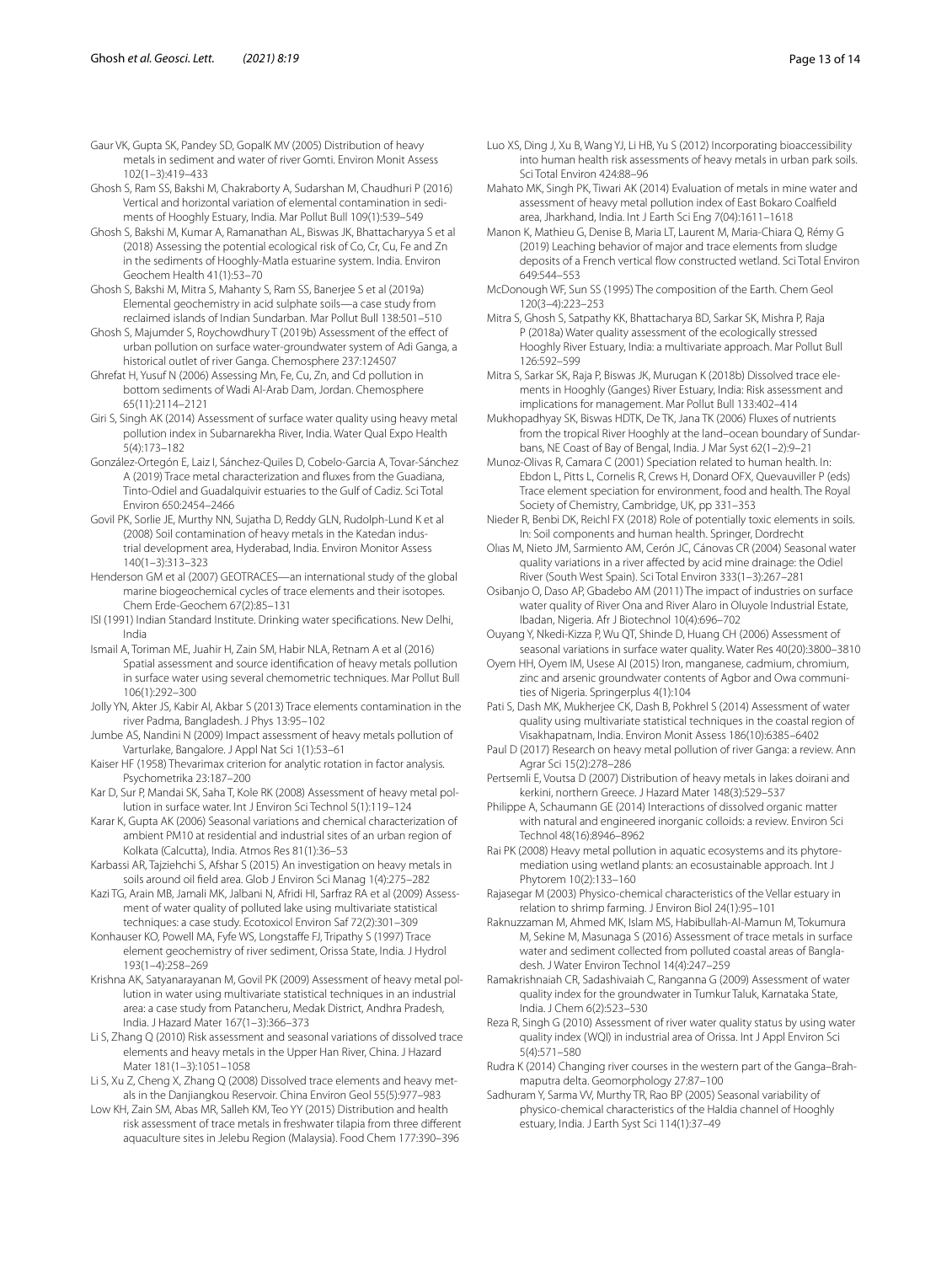Gaur VK, Gupta SK, Pandey SD, GopalK MV (2005) Distribution of heavy metals in sediment and water of river Gomti. Environ Monit Assess 102(1–3):419–433

Ghosh S, Ram SS, Bakshi M, Chakraborty A, Sudarshan M, Chaudhuri P (2016) Vertical and horizontal variation of elemental contamination in sediments of Hooghly Estuary, India. Mar Pollut Bull 109(1):539–549

Ghosh S, Bakshi M, Kumar A, Ramanathan AL, Biswas JK, Bhattacharyya S et al (2018) Assessing the potential ecological risk of Co, Cr, Cu, Fe and Zn in the sediments of Hooghly-Matla estuarine system. India. Environ Geochem Health 41(1):53–70

Ghosh S, Bakshi M, Mitra S, Mahanty S, Ram SS, Banerjee S et al (2019a) Elemental geochemistry in acid sulphate soils—a case study from reclaimed islands of Indian Sundarban. Mar Pollut Bull 138:501–510

Ghosh S, Majumder S, Roychowdhury T (2019b) Assessment of the effect of urban pollution on surface water-groundwater system of Adi Ganga, a historical outlet of river Ganga. Chemosphere 237:124507

Ghrefat H, Yusuf N (2006) Assessing Mn, Fe, Cu, Zn, and Cd pollution in bottom sediments of Wadi Al-Arab Dam, Jordan. Chemosphere 65(11):2114–2121

Giri S, Singh AK (2014) Assessment of surface water quality using heavy metal pollution index in Subarnarekha River, India. Water Qual Expo Health 5(4):173–182

González-Ortegón E, Laiz I, Sánchez-Quiles D, Cobelo-Garcia A, Tovar-Sánchez A (2019) Trace metal characterization and fluxes from the Guadiana, Tinto-Odiel and Guadalquivir estuaries to the Gulf of Cadiz. Sci Total Environ 650:2454–2466

Govil PK, Sorlie JE, Murthy NN, Sujatha D, Reddy GLN, Rudolph-Lund K et al (2008) Soil contamination of heavy metals in the Katedan industrial development area, Hyderabad, India. Environ Monitor Assess 140(1–3):313–323

Henderson GM et al (2007) GEOTRACES—an international study of the global marine biogeochemical cycles of trace elements and their isotopes. Chem Erde-Geochem 67(2):85–131

ISI (1991) Indian Standard Institute. Drinking water specifications. New Delhi, India

Ismail A, Toriman ME, Juahir H, Zain SM, Habir NLA, Retnam A et al (2016) Spatial assessment and source identification of heavy metals pollution in surface water using several chemometric techniques. Mar Pollut Bull 106(1):292–300

Jolly YN, Akter JS, Kabir AI, Akbar S (2013) Trace elements contamination in the river Padma, Bangladesh. J Phys 13:95–102

Jumbe AS, Nandini N (2009) Impact assessment of heavy metals pollution of Varturlake, Bangalore. J Appl Nat Sci 1(1):53–61

Kaiser HF (1958) Thevarimax criterion for analytic rotation in factor analysis. Psychometrika 23:187–200

Kar D, Sur P, Mandai SK, Saha T, Kole RK (2008) Assessment of heavy metal pollution in surface water. Int J Environ Sci Technol 5(1):119–124

Karar K, Gupta AK (2006) Seasonal variations and chemical characterization of ambient PM10 at residential and industrial sites of an urban region of Kolkata (Calcutta), India. Atmos Res 81(1):36–53

Karbassi AR, Tajziehchi S, Afshar S (2015) An investigation on heavy metals in soils around oil field area. Glob J Environ Sci Manag 1(4):275–282

Kazi TG, Arain MB, Jamali MK, Jalbani N, Afridi HI, Sarfraz RA et al (2009) Assessment of water quality of polluted lake using multivariate statistical techniques: a case study. Ecotoxicol Environ Saf 72(2):301–309

Konhauser KO, Powell MA, Fyfe WS, Longstaffe FJ, Tripathy S (1997) Trace element geochemistry of river sediment, Orissa State, India. J Hydrol 193(1–4):258–269

Krishna AK, Satyanarayanan M, Govil PK (2009) Assessment of heavy metal pollution in water using multivariate statistical techniques in an industrial area: a case study from Patancheru, Medak District, Andhra Pradesh, India. J Hazard Mater 167(1–3):366–373

Li S, Zhang Q (2010) Risk assessment and seasonal variations of dissolved trace elements and heavy metals in the Upper Han River, China. J Hazard Mater 181(1–3):1051–1058

Li S, Xu Z, Cheng X, Zhang Q (2008) Dissolved trace elements and heavy metals in the Danjiangkou Reservoir. China Environ Geol 55(5):977–983

Low KH, Zain SM, Abas MR, Salleh KM, Teo YY (2015) Distribution and health risk assessment of trace metals in freshwater tilapia from three different aquaculture sites in Jelebu Region (Malaysia). Food Chem 177:390–396

Luo XS, Ding J, Xu B, Wang YJ, Li HB, Yu S (2012) Incorporating bioaccessibility into human health risk assessments of heavy metals in urban park soils. Sci Total Environ 424:88–96

Mahato MK, Singh PK, Tiwari AK (2014) Evaluation of metals in mine water and assessment of heavy metal pollution index of East Bokaro Coalfield area, Jharkhand, India. Int J Earth Sci Eng 7(04):1611–1618

Manon K, Mathieu G, Denise B, Maria LT, Laurent M, Maria-Chiara Q, Rémy G (2019) Leaching behavior of major and trace elements from sludge deposits of a French vertical flow constructed wetland. Sci Total Environ 649:544–553

McDonough WF, Sun SS (1995) The composition of the Earth. Chem Geol 120(3–4):223–253

Mitra S, Ghosh S, Satpathy KK, Bhattacharya BD, Sarkar SK, Mishra P, Raja P (2018a) Water quality assessment of the ecologically stressed Hooghly River Estuary, India: a multivariate approach. Mar Pollut Bull 126:592–599

Mitra S, Sarkar SK, Raja P, Biswas JK, Murugan K (2018b) Dissolved trace elements in Hooghly (Ganges) River Estuary, India: Risk assessment and implications for management. Mar Pollut Bull 133:402–414

Mukhopadhyay SK, Biswas HDTK, De TK, Jana TK (2006) Fluxes of nutrients from the tropical River Hooghly at the land–ocean boundary of Sundarbans, NE Coast of Bay of Bengal, India. J Mar Syst 62(1–2):9–21

Munoz-Olivas R, Camara C (2001) Speciation related to human health. In: Ebdon L, Pitts L, Cornelis R, Crews H, Donard OFX, Quevauviller P (eds) Trace element speciation for environment, food and health. The Royal Society of Chemistry, Cambridge, UK, pp 331–353

Nieder R, Benbi DK, Reichl FX (2018) Role of potentially toxic elements in soils. In: Soil components and human health. Springer, Dordrecht

Olias M, Nieto JM, Sarmiento AM, Cerón JC, Cánovas CR (2004) Seasonal water quality variations in a river affected by acid mine drainage: the Odiel River (South West Spain). Sci Total Environ 333(1–3):267–281

Osibanjo O, Daso AP, Gbadebo AM (2011) The impact of industries on surface water quality of River Ona and River Alaro in Oluyole Industrial Estate, Ibadan, Nigeria. Afr J Biotechnol 10(4):696–702

Ouyang Y, Nkedi-Kizza P, Wu QT, Shinde D, Huang CH (2006) Assessment of seasonal variations in surface water quality. Water Res 40(20):3800–3810

Oyem HH, Oyem IM, Usese AI (2015) Iron, manganese, cadmium, chromium, zinc and arsenic groundwater contents of Agbor and Owa communities of Nigeria. Springerplus 4(1):104

Pati S, Dash MK, Mukherjee CK, Dash B, Pokhrel S (2014) Assessment of water quality using multivariate statistical techniques in the coastal region of Visakhapatnam, India. Environ Monit Assess 186(10):6385–6402

Paul D (2017) Research on heavy metal pollution of river Ganga: a review. Ann Agrar Sci 15(2):278–286

Pertsemli E, Voutsa D (2007) Distribution of heavy metals in lakes doirani and kerkini, northern Greece. J Hazard Mater 148(3):529–537

Philippe A, Schaumann GE (2014) Interactions of dissolved organic matter with natural and engineered inorganic colloids: a review. Environ Sci Technol 48(16):8946–8962

Rai PK (2008) Heavy metal pollution in aquatic ecosystems and its phytoremediation using wetland plants: an ecosustainable approach. Int J Phytorem 10(2):133–160

Rajasegar M (2003) Physico-chemical characteristics of the Vellar estuary in relation to shrimp farming. J Environ Biol 24(1):95–101

Raknuzzaman M, Ahmed MK, Islam MS, Habibullah-Al-Mamun M, Tokumura M, Sekine M, Masunaga S (2016) Assessment of trace metals in surface water and sediment collected from polluted coastal areas of Bangladesh. J Water Environ Technol 14(4):247–259

Ramakrishnaiah CR, Sadashivaiah C, Ranganna G (2009) Assessment of water quality index for the groundwater in Tumkur Taluk, Karnataka State, India. J Chem 6(2):523–530

Reza R, Singh G (2010) Assessment of river water quality status by using water quality index (WQI) in industrial area of Orissa. Int J Appl Environ Sci 5(4):571–580

Rudra K (2014) Changing river courses in the western part of the Ganga–Brahmaputra delta. Geomorphology 27:87–100

Sadhuram Y, Sarma VV, Murthy TR, Rao BP (2005) Seasonal variability of physico-chemical characteristics of the Haldia channel of Hooghly estuary, India. J Earth Syst Sci 114(1):37–49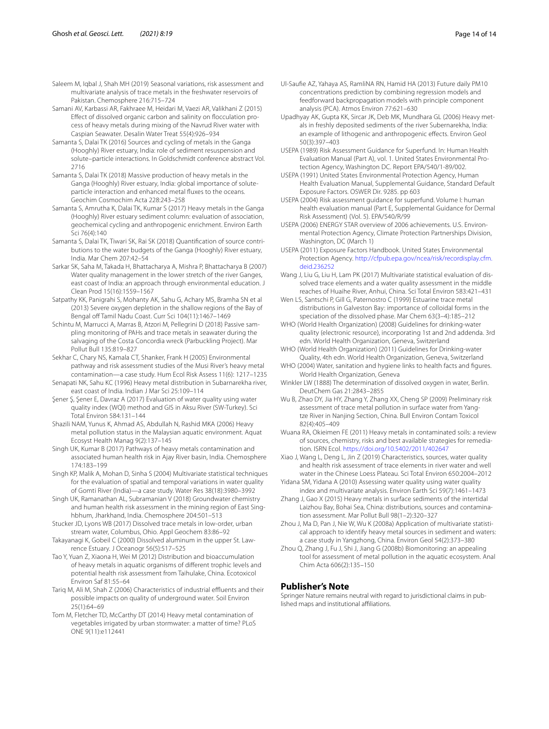Saleem M, Iqbal J, Shah MH (2019) Seasonal variations, risk assessment and multivariate analysis of trace metals in the freshwater reservoirs of Pakistan. Chemosphere 216:715–724

Samani AV, Karbassi AR, Fakhraee M, Heidari M, Vaezi AR, Valikhani Z (2015) Effect of dissolved organic carbon and salinity on flocculation process of heavy metals during mixing of the Navrud River water with Caspian Seawater. Desalin Water Treat 55(4):926–934

Samanta S, Dalai TK (2016) Sources and cycling of metals in the Ganga (Hooghly) River estuary, India: role of sediment resuspension and solute–particle interactions. In Goldschmidt conference abstract Vol. 2716

Samanta S, Dalai TK (2018) Massive production of heavy metals in the Ganga (Hooghly) River estuary, India: global importance of solute-particle interaction and enhanced metal fluxes to the oceans. Geochim Cosmochim Acta 228:243–258

Samanta S, Amrutha K, Dalai TK, Kumar S (2017) Heavy metals in the Ganga (Hooghly) River estuary sediment column: evaluation of association, geochemical cycling and anthropogenic enrichment. Environ Earth Sci 76(4):140

Samanta S, Dalai TK, Tiwari SK, Rai SK (2018) Quantification of source contributions to the water budgets of the Ganga (Hooghly) River estuary, India. Mar Chem 207:42–54

Sarkar SK, Saha M, Takada H, Bhattacharya A, Mishra P, Bhattacharya B (2007) Water quality management in the lower stretch of the river Ganges, east coast of India: an approach through environmental education. J Clean Prod 15(16):1559–1567

Satpathy KK, Panigrahi S, Mohanty AK, Sahu G, Achary MS, Bramha SN et al (2013) Severe oxygen depletion in the shallow regions of the Bay of Bengal off Tamil Nadu Coast. Curr Sci 104(11):1467–1469

Schintu M, Marrucci A, Marras B, Atzori M, Pellegrini D (2018) Passive sampling monitoring of PAHs and trace metals in seawater during the salvaging of the Costa Concordia wreck (Parbuckling Project). Mar Pollut Bull 135:819–827

Sekhar C, Chary NS, Kamala CT, Shanker, Frank H (2005) Environmental pathway and risk assessment studies of the Musi River's heavy metal contamination—a case study. Hum Ecol Risk Assess 11(6): 1217–1235

Senapati NK, Sahu KC (1996) Heavy metal distribution in Subarnarekha river, east coast of India. Indian J Mar Sci 25:109–114

Şener Ş, Şener E, Davraz A (2017) Evaluation of water quality using water quality index (WQI) method and GIS in Aksu River (SW-Turkey). Sci Total Environ 584:131–144

Shazili NAM, Yunus K, Ahmad AS, Abdullah N, Rashid MKA (2006) Heavy metal pollution status in the Malaysian aquatic environment. Aquat Ecosyst Health Manag 9(2):137–145

Singh UK, Kumar B (2017) Pathways of heavy metals contamination and associated human health risk in Ajay River basin, India. Chemosphere 174:183–199

Singh KP, Malik A, Mohan D, Sinha S (2004) Multivariate statistical techniques for the evaluation of spatial and temporal variations in water quality of Gomti River (India)—a case study. Water Res 38(18):3980–3992

Singh UK, Ramanathan AL, Subramanian V (2018) Groundwater chemistry and human health risk assessment in the mining region of East Singhbhum, Jharkhand, India. Chemosphere 204:501–513

Stucker JD, Lyons WB (2017) Dissolved trace metals in low-order, urban stream water, Columbus, Ohio. Appl Geochem 83:86–92

Takayanagi K, Gobeil C (2000) Dissolved aluminum in the upper St. Lawrence Estuary. J Oceanogr 56(5):517–525

Tao Y, Yuan Z, Xiaona H, Wei M (2012) Distribution and bioaccumulation of heavy metals in aquatic organisms of different trophic levels and potential health risk assessment from Taihulake, China. Ecotoxicol Environ Saf 81:55–64

Tariq M, Ali M, Shah Z (2006) Characteristics of industrial effluents and their possible impacts on quality of underground water. Soil Environ 25(1):64–69

Tom M, Fletcher TD, McCarthy DT (2014) Heavy metal contamination of vegetables irrigated by urban stormwater: a matter of time? PLoS ONE 9(11):e112441

Ul-Saufie AZ, Yahaya AS, RamliNA RN, Hamid HA (2013) Future daily PM10 concentrations prediction by combining regression models and feedforward backpropagation models with principle component analysis (PCA). Atmos Environ 77:621–630

Upadhyay AK, Gupta KK, Sircar JK, Deb MK, Mundhara GL (2006) Heavy metals in freshly deposited sediments of the river Subernarekha, India: an example of lithogenic and anthropogenic effects. Environ Geol 50(3):397–403

USEPA (1989) Risk Assessment Guidance for Superfund. In: Human Health Evaluation Manual (Part A), vol. 1. United States Environmental Protection Agency, Washington DC. Report EPA/540/1-89/002.

USEPA (1991) United States Environmental Protection Agency, Human Health Evaluation Manual, Supplemental Guidance, Standard Default Exposure Factors. OSWER Dir. 9285. pp 603

USEPA (2004) Risk assessment guidance for superfund. Volume I: human health evaluation manual (Part E, Supplemental Guidance for Dermal Risk Assessment) (Vol. 5). EPA/540/R/99

USEPA (2006) ENERGY STAR overview of 2006 achievements. U.S. Environmental Protection Agency, Climate Protection Partnerships Division, Washington, DC (March 1)

USEPA (2011) Exposure Factors Handbook. United States Environmental Protection Agency. http://cfpub.epa.gov/ncea/risk/recordisplay.cfm.deid.236252

Wang J, Liu G, Liu H, Lam PK (2017) Multivariate statistical evaluation of dissolved trace elements and a water quality assessment in the middle reaches of Huaihe River, Anhui, China. Sci Total Environ 583:421–431

Wen LS, Santschi P, Gill G, Paternostro C (1999) Estuarine trace metal distributions in Galveston Bay: importance of colloidal forms in the speciation of the dissolved phase. Mar Chem 63(3–4):185–212

WHO (World Health Organization) (2008) Guidelines for drinking-water quality (electronic resource), incorporating 1st and 2nd addenda. 3rd edn. World Health Organization, Geneva, Switzerland

WHO (World Health Organization) (2011) Guidelines for Drinking-water Quality, 4th edn. World Health Organization, Geneva, Switzerland

WHO (2004) Water, sanitation and hygiene links to health facts and figures. World Health Organization, Geneva

Winkler LW (1888) The determination of dissolved oxygen in water, Berlin. DeutChem Gas 21:2843–2855

Wu B, Zhao DY, Jia HY, Zhang Y, Zhang XX, Cheng SP (2009) Preliminary risk assessment of trace metal pollution in surface water from Yangtze River in Nanjing Section, China. Bull Environ Contam Toxicol 82(4):405–409

Wuana RA, Okieimen FE (2011) Heavy metals in contaminated soils: a review of sources, chemistry, risks and best available strategies for remediation. ISRN Ecol. https://doi.org/10.5402/2011/402647

Xiao J, Wang L, Deng L, Jin Z (2019) Characteristics, sources, water quality and health risk assessment of trace elements in river water and well water in the Chinese Loess Plateau. Sci Total Environ 650:2004–2012

Yidana SM, Yidana A (2010) Assessing water quality using water quality index and multivariate analysis. Environ Earth Sci 59(7):1461–1473

Zhang J, Gao X (2015) Heavy metals in surface sediments of the intertidal Laizhou Bay, Bohai Sea, China: distributions, sources and contamination assessment. Mar Pollut Bull 98(1–2):320–327

Zhou J, Ma D, Pan J, Nie W, Wu K (2008a) Application of multivariate statistical approach to identify heavy metal sources in sediment and waters: a case study in Yangzhong, China. Environ Geol 54(2):373–380

Zhou Q, Zhang J, Fu J, Shi J, Jiang G (2008b) Biomonitoring: an appealing tool for assessment of metal pollution in the aquatic ecosystem. Anal Chim Acta 606(2):135–150

## Publisher's Note

Springer Nature remains neutral with regard to jurisdictional claims in published maps and institutional affiliations.